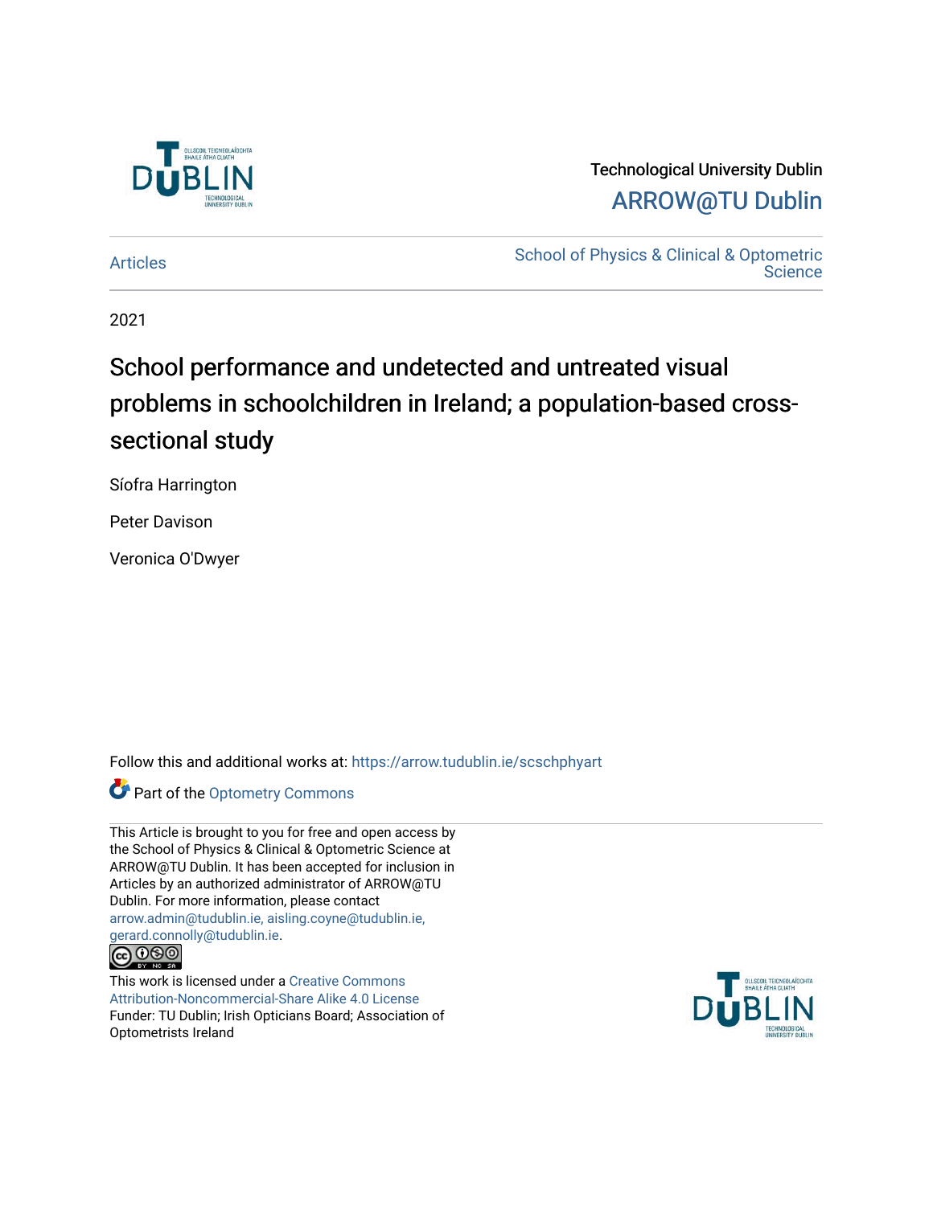Technological University Dublin

ARROW@TU Dublin

Articles

School of Physics & Clinical & Optometric Science

2021

# School performance and undetected and untreated visual problems in schoolchildren in Ireland; a population-based cross-sectional study

Síofra Harrington

Peter Davison

Veronica O'Dwyer

Follow this and additional works at: https://arrow.tudublin.ie/scschphyart

Part of the Optometry Commons

This Article is brought to you for free and open access by the School of Physics & Clinical & Optometric Science at ARROW@TU Dublin. It has been accepted for inclusion in Articles by an authorized administrator of ARROW@TU Dublin. For more information, please contact arrow.admin@tudublin.ie, aisling.coyne@tudublin.ie, gerard.connolly@tudublin.ie.

This work is licensed under a Creative Commons Attribution-Noncommercial-Share Alike 4.0 License

Funder: TU Dublin; Irish Opticians Board; Association of Optometrists Ireland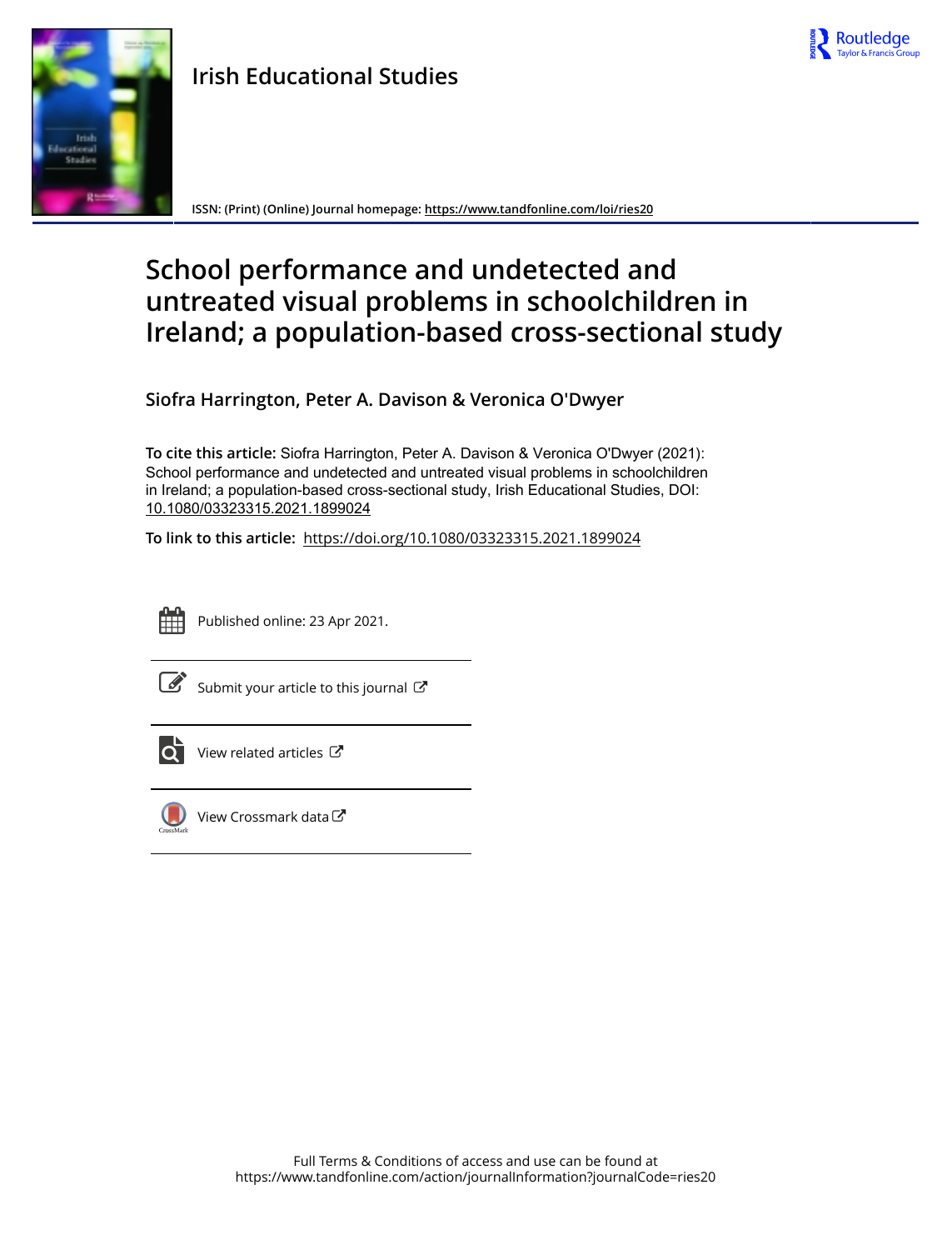# Irish Educational Studies

ISSN: (Print) (Online) Journal homepage: https://www.tandfonline.com/loi/ries20

# School performance and undetected and untreated visual problems in schoolchildren in Ireland; a population-based cross-sectional study

**Siofra Harrington, Peter A. Davison & Veronica O'Dwyer**

**To cite this article:** Siofra Harrington, Peter A. Davison & Veronica O'Dwyer (2021): School performance and undetected and untreated visual problems in schoolchildren in Ireland; a population-based cross-sectional study, Irish Educational Studies, DOI: 10.1080/03323315.2021.1899024

**To link to this article:** https://doi.org/10.1080/03323315.2021.1899024

Published online: 23 Apr 2021.

Submit your article to this journal

View related articles

View Crossmark data

Full Terms & Conditions of access and use can be found at https://www.tandfonline.com/action/journalInformation?journalCode=ries20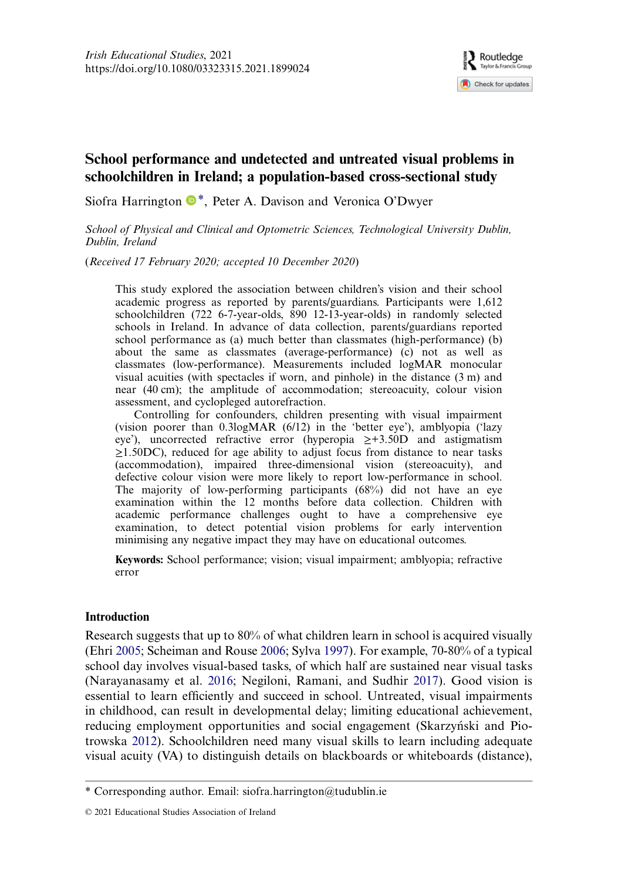# School performance and undetected and untreated visual problems in schoolchildren in Ireland; a population-based cross-sectional study

Siofra Harrington *, Peter A. Davison and Veronica O'Dwyer

*School of Physical and Clinical and Optometric Sciences, Technological University Dublin, Dublin, Ireland*

(*Received 17 February 2020; accepted 10 December 2020*)

This study explored the association between children's vision and their school academic progress as reported by parents/guardians. Participants were 1,612 schoolchildren (722 6-7-year-olds, 890 12-13-year-olds) in randomly selected schools in Ireland. In advance of data collection, parents/guardians reported school performance as (a) much better than classmates (high-performance) (b) about the same as classmates (average-performance) (c) not as well as classmates (low-performance). Measurements included logMAR monocular visual acuities (with spectacles if worn, and pinhole) in the distance (3 m) and near (40 cm); the amplitude of accommodation; stereoacuity, colour vision assessment, and cyclopleged autorefraction.

Controlling for confounders, children presenting with visual impairment (vision poorer than 0.3logMAR (6/12) in the 'better eye'), amblyopia ('lazy eye'), uncorrected refractive error (hyperopia ≥+3.50D and astigmatism ≥1.50DC), reduced for age ability to adjust focus from distance to near tasks (accommodation), impaired three-dimensional vision (stereoacuity), and defective colour vision were more likely to report low-performance in school. The majority of low-performing participants (68%) did not have an eye examination within the 12 months before data collection. Children with academic performance challenges ought to have a comprehensive eye examination, to detect potential vision problems for early intervention minimising any negative impact they may have on educational outcomes.

**Keywords:** School performance; vision; visual impairment; amblyopia; refractive error

## Introduction

Research suggests that up to 80% of what children learn in school is acquired visually (Ehri 2005; Scheiman and Rouse 2006; Sylva 1997). For example, 70-80% of a typical school day involves visual-based tasks, of which half are sustained near visual tasks (Narayanasamy et al. 2016; Negiloni, Ramani, and Sudhir 2017). Good vision is essential to learn efficiently and succeed in school. Untreated, visual impairments in childhood, can result in developmental delay; limiting educational achievement, reducing employment opportunities and social engagement (Skarzyński and Piotrowska 2012). Schoolchildren need many visual skills to learn including adequate visual acuity (VA) to distinguish details on blackboards or whiteboards (distance),

---

* Corresponding author. Email: siofra.harrington@tudublin.ie

© 2021 Educational Studies Association of Ireland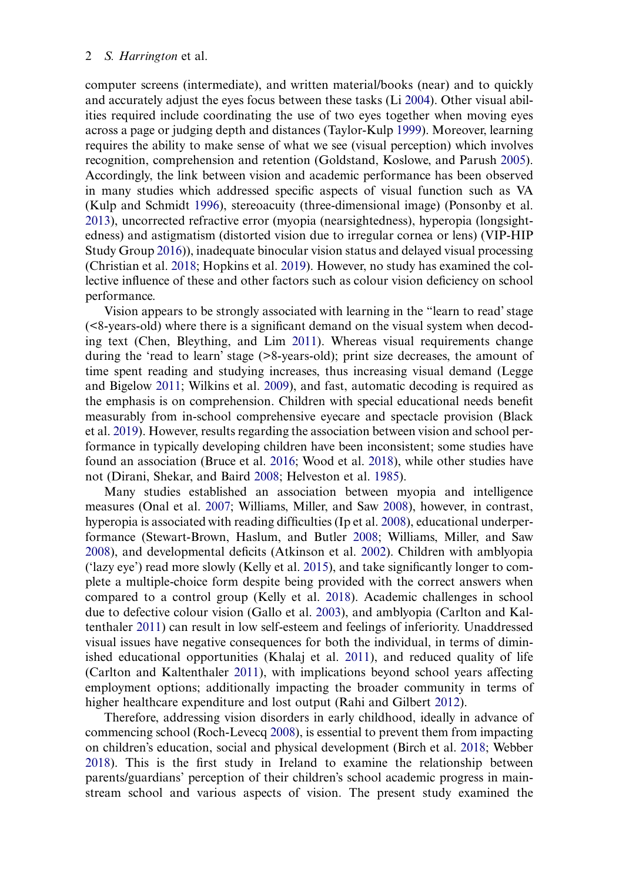computer screens (intermediate), and written material/books (near) and to quickly and accurately adjust the eyes focus between these tasks (Li 2004). Other visual abilities required include coordinating the use of two eyes together when moving eyes across a page or judging depth and distances (Taylor-Kulp 1999). Moreover, learning requires the ability to make sense of what we see (visual perception) which involves recognition, comprehension and retention (Goldstand, Koslowe, and Parush 2005). Accordingly, the link between vision and academic performance has been observed in many studies which addressed specific aspects of visual function such as VA (Kulp and Schmidt 1996), stereoacuity (three-dimensional image) (Ponsonby et al. 2013), uncorrected refractive error (myopia (nearsightedness), hyperopia (longsightedness) and astigmatism (distorted vision due to irregular cornea or lens) (VIP-HIP Study Group 2016)), inadequate binocular vision status and delayed visual processing (Christian et al. 2018; Hopkins et al. 2019). However, no study has examined the collective influence of these and other factors such as colour vision deficiency on school performance.

Vision appears to be strongly associated with learning in the "learn to read' stage (<8-years-old) where there is a significant demand on the visual system when decoding text (Chen, Bleything, and Lim 2011). Whereas visual requirements change during the 'read to learn' stage (>8-years-old); print size decreases, the amount of time spent reading and studying increases, thus increasing visual demand (Legge and Bigelow 2011; Wilkins et al. 2009), and fast, automatic decoding is required as the emphasis is on comprehension. Children with special educational needs benefit measurably from in-school comprehensive eyecare and spectacle provision (Black et al. 2019). However, results regarding the association between vision and school performance in typically developing children have been inconsistent; some studies have found an association (Bruce et al. 2016; Wood et al. 2018), while other studies have not (Dirani, Shekar, and Baird 2008; Helveston et al. 1985).

Many studies established an association between myopia and intelligence measures (Onal et al. 2007; Williams, Miller, and Saw 2008), however, in contrast, hyperopia is associated with reading difficulties (Ip et al. 2008), educational underperformance (Stewart-Brown, Haslum, and Butler 2008; Williams, Miller, and Saw 2008), and developmental deficits (Atkinson et al. 2002). Children with amblyopia ('lazy eye') read more slowly (Kelly et al. 2015), and take significantly longer to complete a multiple-choice form despite being provided with the correct answers when compared to a control group (Kelly et al. 2018). Academic challenges in school due to defective colour vision (Gallo et al. 2003), and amblyopia (Carlton and Kaltenthaler 2011) can result in low self-esteem and feelings of inferiority. Unaddressed visual issues have negative consequences for both the individual, in terms of diminished educational opportunities (Khalaj et al. 2011), and reduced quality of life (Carlton and Kaltenthaler 2011), with implications beyond school years affecting employment options; additionally impacting the broader community in terms of higher healthcare expenditure and lost output (Rahi and Gilbert 2012).

Therefore, addressing vision disorders in early childhood, ideally in advance of commencing school (Roch-Levecq 2008), is essential to prevent them from impacting on children's education, social and physical development (Birch et al. 2018; Webber 2018). This is the first study in Ireland to examine the relationship between parents/guardians' perception of their children's school academic progress in mainstream school and various aspects of vision. The present study examined the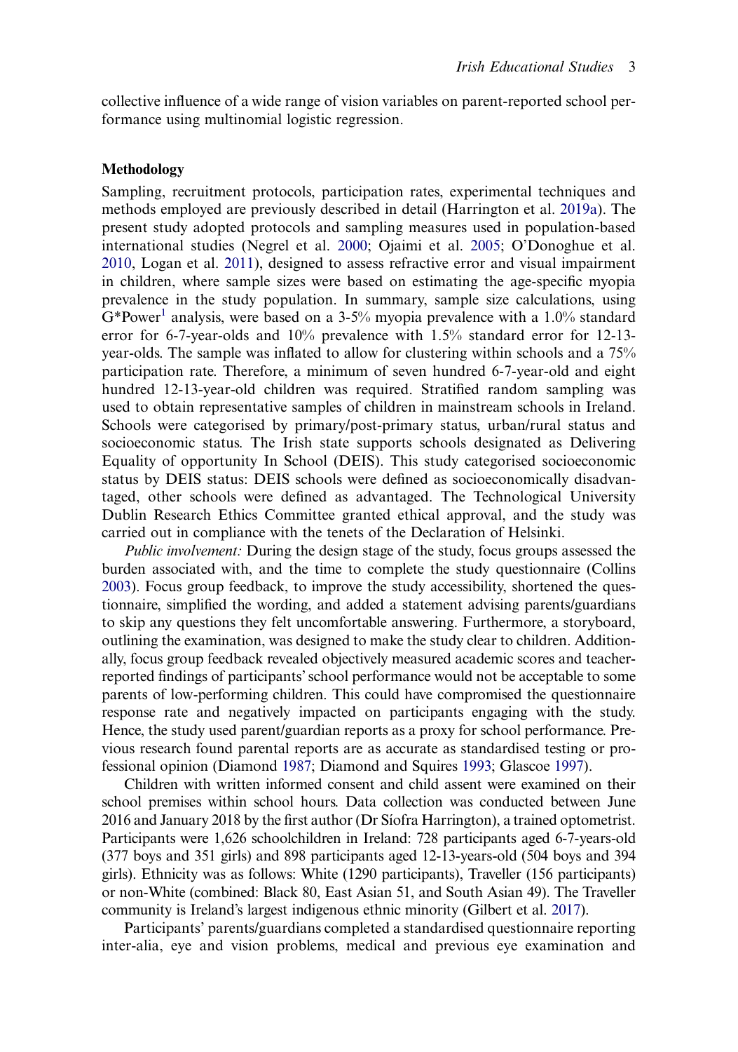collective influence of a wide range of vision variables on parent-reported school performance using multinomial logistic regression.

## Methodology

Sampling, recruitment protocols, participation rates, experimental techniques and methods employed are previously described in detail (Harrington et al. 2019a). The present study adopted protocols and sampling measures used in population-based international studies (Negrel et al. 2000; Ojaimi et al. 2005; O'Donoghue et al. 2010, Logan et al. 2011), designed to assess refractive error and visual impairment in children, where sample sizes were based on estimating the age-specific myopia prevalence in the study population. In summary, sample size calculations, using G*Power[1] analysis, were based on a 3-5% myopia prevalence with a 1.0% standard error for 6-7-year-olds and 10% prevalence with 1.5% standard error for 12-13-year-olds. The sample was inflated to allow for clustering within schools and a 75% participation rate. Therefore, a minimum of seven hundred 6-7-year-old and eight hundred 12-13-year-old children was required. Stratified random sampling was used to obtain representative samples of children in mainstream schools in Ireland. Schools were categorised by primary/post-primary status, urban/rural status and socioeconomic status. The Irish state supports schools designated as Delivering Equality of opportunity In School (DEIS). This study categorised socioeconomic status by DEIS status: DEIS schools were defined as socioeconomically disadvantaged, other schools were defined as advantaged. The Technological University Dublin Research Ethics Committee granted ethical approval, and the study was carried out in compliance with the tenets of the Declaration of Helsinki.

*Public involvement:* During the design stage of the study, focus groups assessed the burden associated with, and the time to complete the study questionnaire (Collins 2003). Focus group feedback, to improve the study accessibility, shortened the questionnaire, simplified the wording, and added a statement advising parents/guardians to skip any questions they felt uncomfortable answering. Furthermore, a storyboard, outlining the examination, was designed to make the study clear to children. Additionally, focus group feedback revealed objectively measured academic scores and teacher-reported findings of participants' school performance would not be acceptable to some parents of low-performing children. This could have compromised the questionnaire response rate and negatively impacted on participants engaging with the study. Hence, the study used parent/guardian reports as a proxy for school performance. Previous research found parental reports are as accurate as standardised testing or professional opinion (Diamond 1987; Diamond and Squires 1993; Glascoe 1997).

Children with written informed consent and child assent were examined on their school premises within school hours. Data collection was conducted between June 2016 and January 2018 by the first author (Dr Síofra Harrington), a trained optometrist. Participants were 1,626 schoolchildren in Ireland: 728 participants aged 6-7-years-old (377 boys and 351 girls) and 898 participants aged 12-13-years-old (504 boys and 394 girls). Ethnicity was as follows: White (1290 participants), Traveller (156 participants) or non-White (combined: Black 80, East Asian 51, and South Asian 49). The Traveller community is Ireland's largest indigenous ethnic minority (Gilbert et al. 2017).

Participants' parents/guardians completed a standardised questionnaire reporting inter-alia, eye and vision problems, medical and previous eye examination and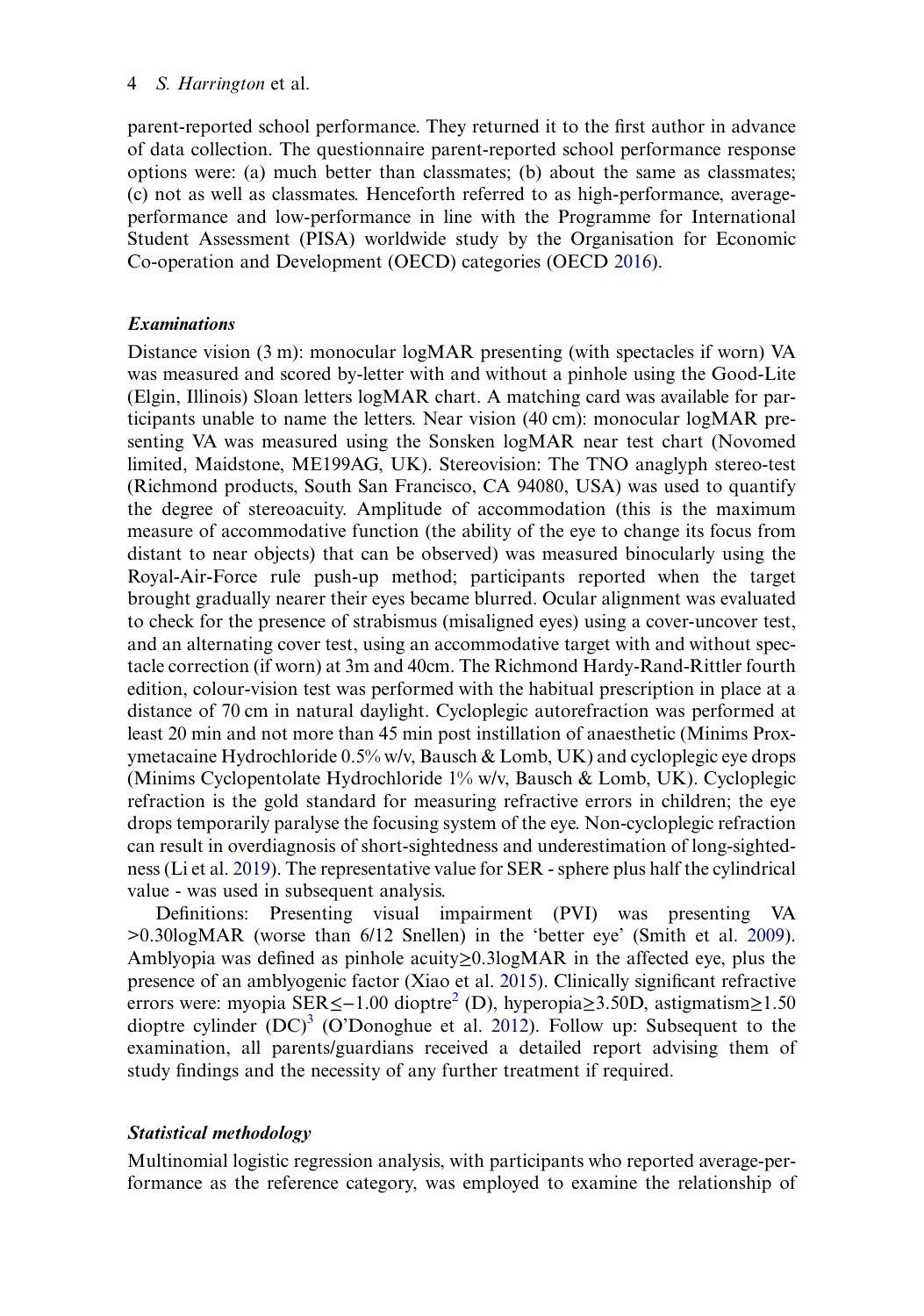parent-reported school performance. They returned it to the first author in advance of data collection. The questionnaire parent-reported school performance response options were: (a) much better than classmates; (b) about the same as classmates; (c) not as well as classmates. Henceforth referred to as high-performance, average-performance and low-performance in line with the Programme for International Student Assessment (PISA) worldwide study by the Organisation for Economic Co-operation and Development (OECD) categories (OECD 2016).

### *Examinations*

Distance vision (3 m): monocular logMAR presenting (with spectacles if worn) VA was measured and scored by-letter with and without a pinhole using the Good-Lite (Elgin, Illinois) Sloan letters logMAR chart. A matching card was available for participants unable to name the letters. Near vision (40 cm): monocular logMAR presenting VA was measured using the Sonsken logMAR near test chart (Novomed limited, Maidstone, ME199AG, UK). Stereovision: The TNO anaglyph stereo-test (Richmond products, South San Francisco, CA 94080, USA) was used to quantify the degree of stereoacuity. Amplitude of accommodation (this is the maximum measure of accommodative function (the ability of the eye to change its focus from distant to near objects) that can be observed) was measured binocularly using the Royal-Air-Force rule push-up method; participants reported when the target brought gradually nearer their eyes became blurred. Ocular alignment was evaluated to check for the presence of strabismus (misaligned eyes) using a cover-uncover test, and an alternating cover test, using an accommodative target with and without spectacle correction (if worn) at 3m and 40cm. The Richmond Hardy-Rand-Rittler fourth edition, colour-vision test was performed with the habitual prescription in place at a distance of 70 cm in natural daylight. Cycloplegic autorefraction was performed at least 20 min and not more than 45 min post instillation of anaesthetic (Minims Proxymetacaine Hydrochloride 0.5% w/v, Bausch & Lomb, UK) and cycloplegic eye drops (Minims Cyclopentolate Hydrochloride 1% w/v, Bausch & Lomb, UK). Cycloplegic refraction is the gold standard for measuring refractive errors in children; the eye drops temporarily paralyse the focusing system of the eye. Non-cycloplegic refraction can result in overdiagnosis of short-sightedness and underestimation of long-sightedness (Li et al. 2019). The representative value for SER - sphere plus half the cylindrical value - was used in subsequent analysis.

Definitions: Presenting visual impairment (PVI) was presenting VA >0.30logMAR (worse than 6/12 Snellen) in the 'better eye' (Smith et al. 2009). Amblyopia was defined as pinhole acuity≥0.3logMAR in the affected eye, plus the presence of an amblyogenic factor (Xiao et al. 2015). Clinically significant refractive errors were: myopia SER≤−1.00 dioptre[2] (D), hyperopia≥3.50D, astigmatism≥1.50 dioptre cylinder (DC)[3] (O'Donoghue et al. 2012). Follow up: Subsequent to the examination, all parents/guardians received a detailed report advising them of study findings and the necessity of any further treatment if required.

### *Statistical methodology*

Multinomial logistic regression analysis, with participants who reported average-performance as the reference category, was employed to examine the relationship of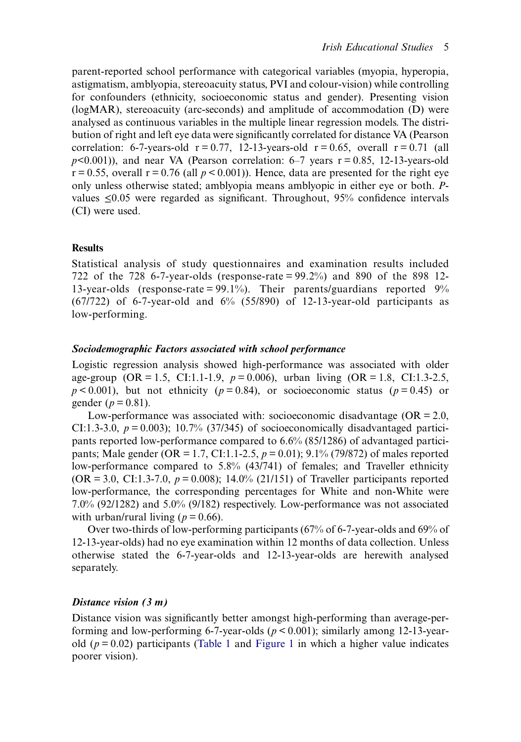parent-reported school performance with categorical variables (myopia, hyperopia, astigmatism, amblyopia, stereoacuity status, PVI and colour-vision) while controlling for confounders (ethnicity, socioeconomic status and gender). Presenting vision (logMAR), stereoacuity (arc-seconds) and amplitude of accommodation (D) were analysed as continuous variables in the multiple linear regression models. The distribution of right and left eye data were significantly correlated for distance VA (Pearson correlation: 6-7-years-old $r = 0.77$, 12-13-years-old $r = 0.65$, overall $r = 0.71$ (all $p<0.001$)), and near VA (Pearson correlation: 6–7 years $r = 0.85$, 12-13-years-old $r = 0.55$, overall $r = 0.76$ (all $p < 0.001$)). Hence, data are presented for the right eye only unless otherwise stated; amblyopia means amblyopic in either eye or both. *P*-values $\leq 0.05$ were regarded as significant. Throughout, 95% confidence intervals (CI) were used.

## Results

Statistical analysis of study questionnaires and examination results included 722 of the 728 6-7-year-olds (response-rate = 99.2%) and 890 of the 898 12-13-year-olds (response-rate = 99.1%). Their parents/guardians reported 9% (67/722) of 6-7-year-old and 6% (55/890) of 12-13-year-old participants as low-performing.

### *Sociodemographic Factors associated with school performance*

Logistic regression analysis showed high-performance was associated with older age-group (OR = 1.5, CI:1.1-1.9, $p = 0.006$), urban living (OR = 1.8, CI:1.3-2.5, $p < 0.001$), but not ethnicity ($p = 0.84$), or socioeconomic status ($p = 0.45$) or gender ($p = 0.81$).

Low-performance was associated with: socioeconomic disadvantage (OR = 2.0, CI:1.3-3.0, $p = 0.003$); 10.7% (37/345) of socioeconomically disadvantaged participants reported low-performance compared to 6.6% (85/1286) of advantaged participants; Male gender (OR = 1.7, CI:1.1-2.5, $p = 0.01$); 9.1% (79/872) of males reported low-performance compared to 5.8% (43/741) of females; and Traveller ethnicity (OR = 3.0, CI:1.3-7.0, $p = 0.008$); 14.0% (21/151) of Traveller participants reported low-performance, the corresponding percentages for White and non-White were 7.0% (92/1282) and 5.0% (9/182) respectively. Low-performance was not associated with urban/rural living ($p = 0.66$).

Over two-thirds of low-performing participants (67% of 6-7-year-olds and 69% of 12-13-year-olds) had no eye examination within 12 months of data collection. Unless otherwise stated the 6-7-year-olds and 12-13-year-olds are herewith analysed separately.

### *Distance vision (3 m)*

Distance vision was significantly better amongst high-performing than average-performing and low-performing 6-7-year-olds ($p < 0.001$); similarly among 12-13-year-old ($p = 0.02$) participants (Table 1 and Figure 1 in which a higher value indicates poorer vision).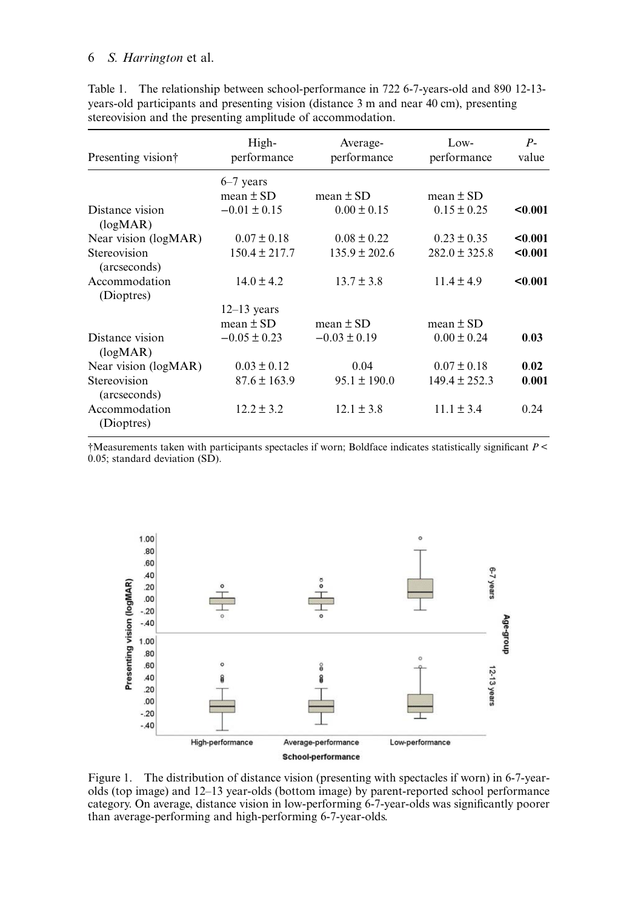Table 1. The relationship between school-performance in 722 6-7-years-old and 890 12-13-years-old participants and presenting vision (distance 3 m and near 40 cm), presenting stereovision and the presenting amplitude of accommodation.

| Presenting vision† | High-performance | Average-performance | Low-performance | P-value |
|---|---|---|---|---|
| | 6–7 years | | | |
| | mean ± SD | mean ± SD | mean ± SD | |
| Distance vision (logMAR) | −0.01 ± 0.15 | 0.00 ± 0.15 | 0.15 ± 0.25 | **<0.001** |
| Near vision (logMAR) | 0.07 ± 0.18 | 0.08 ± 0.22 | 0.23 ± 0.35 | **<0.001** |
| Stereovision (arcseconds) | 150.4 ± 217.7 | 135.9 ± 202.6 | 282.0 ± 325.8 | **<0.001** |
| Accommodation (Dioptres) | 14.0 ± 4.2 | 13.7 ± 3.8 | 11.4 ± 4.9 | **<0.001** |
| | 12–13 years | | | |
| | mean ± SD | mean ± SD | mean ± SD | |
| Distance vision (logMAR) | −0.05 ± 0.23 | −0.03 ± 0.19 | 0.00 ± 0.24 | **0.03** |
| Near vision (logMAR) | 0.03 ± 0.12 | 0.04 | 0.07 ± 0.18 | **0.02** |
| Stereovision (arcseconds) | 87.6 ± 163.9 | 95.1 ± 190.0 | 149.4 ± 252.3 | **0.001** |
| Accommodation (Dioptres) | 12.2 ± 3.2 | 12.1 ± 3.8 | 11.1 ± 3.4 | 0.24 |

†Measurements taken with participants spectacles if worn; Boldface indicates statistically significant $P < 0.05$; standard deviation (SD).

Figure 1. The distribution of distance vision (presenting with spectacles if worn) in 6-7-year-olds (top image) and 12–13 year-olds (bottom image) by parent-reported school performance category. On average, distance vision in low-performing 6-7-year-olds was significantly poorer than average-performing and high-performing 6-7-year-olds.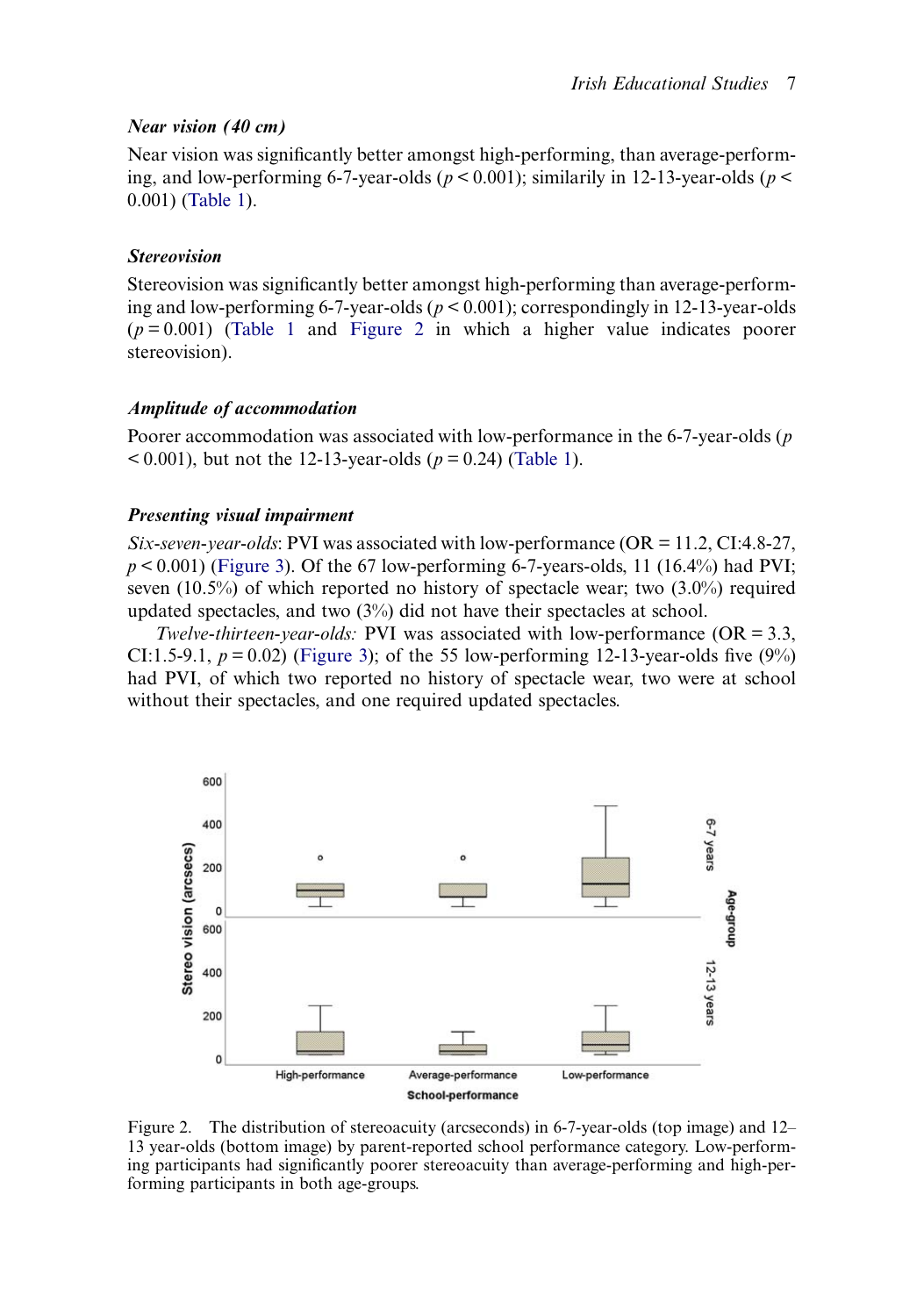### *Near vision (40 cm)*

Near vision was significantly better amongst high-performing, than average-performing, and low-performing 6-7-year-olds ($p < 0.001$); similarly in 12-13-year-olds ($p < 0.001$) (Table 1).

### *Stereovision*

Stereovision was significantly better amongst high-performing than average-performing and low-performing 6-7-year-olds ($p < 0.001$); correspondingly in 12-13-year-olds ($p = 0.001$) (Table 1 and Figure 2 in which a higher value indicates poorer stereovision).

### *Amplitude of accommodation*

Poorer accommodation was associated with low-performance in the 6-7-year-olds ($p < 0.001$), but not the 12-13-year-olds ($p = 0.24$) (Table 1).

### *Presenting visual impairment*

*Six-seven-year-olds*: PVI was associated with low-performance (OR = 11.2, CI:4.8-27, $p < 0.001$) (Figure 3). Of the 67 low-performing 6-7-years-olds, 11 (16.4%) had PVI; seven (10.5%) of which reported no history of spectacle wear; two (3.0%) required updated spectacles, and two (3%) did not have their spectacles at school.

*Twelve-thirteen-year-olds:* PVI was associated with low-performance (OR = 3.3, CI:1.5-9.1, $p = 0.02$) (Figure 3); of the 55 low-performing 12-13-year-olds five (9%) had PVI, of which two reported no history of spectacle wear, two were at school without their spectacles, and one required updated spectacles.

Figure 2. The distribution of stereoacuity (arcseconds) in 6-7-year-olds (top image) and 12–13 year-olds (bottom image) by parent-reported school performance category. Low-performing participants had significantly poorer stereoacuity than average-performing and high-performing participants in both age-groups.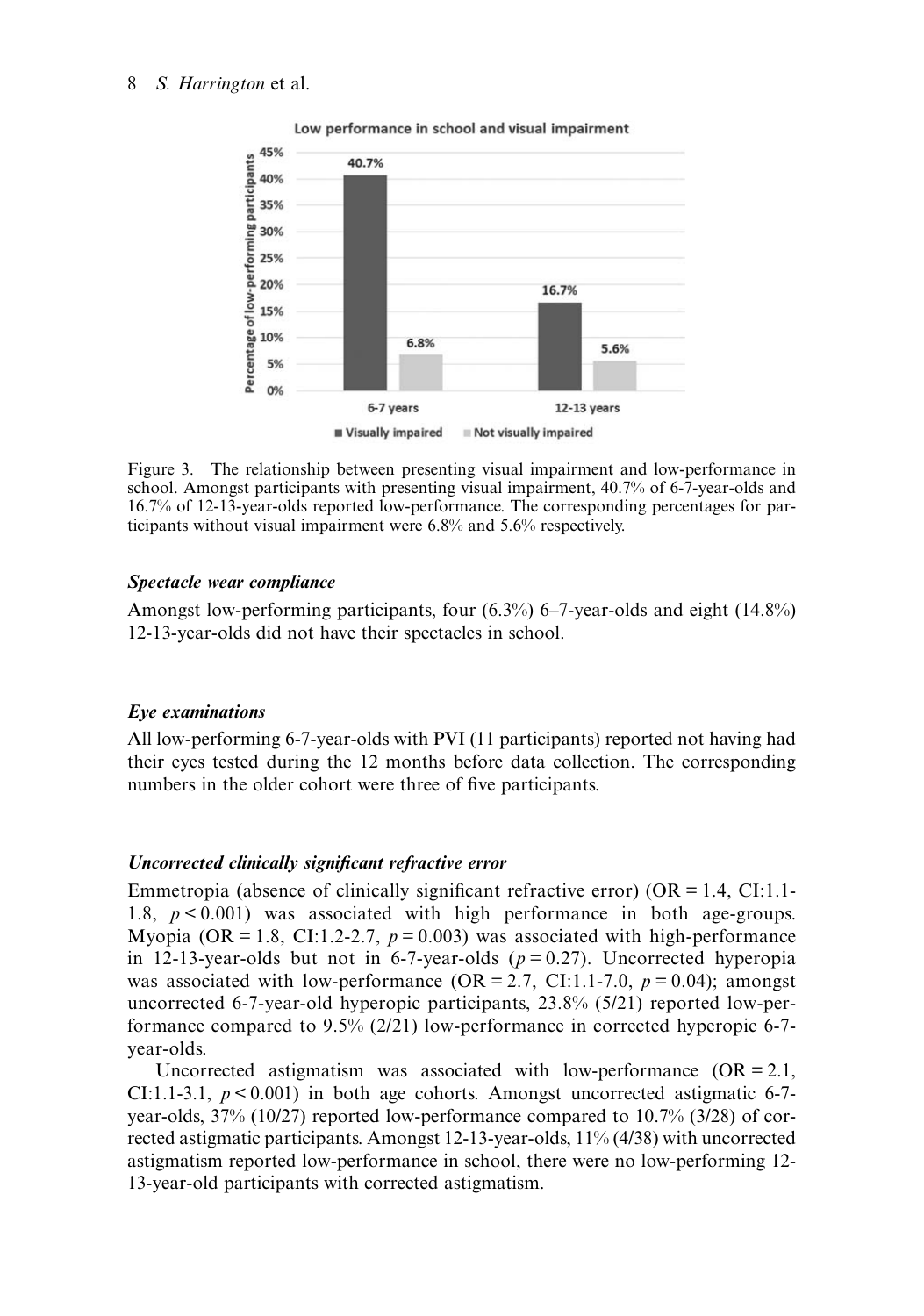Figure 3. The relationship between presenting visual impairment and low-performance in school. Amongst participants with presenting visual impairment, 40.7% of 6-7-year-olds and 16.7% of 12-13-year-olds reported low-performance. The corresponding percentages for participants without visual impairment were 6.8% and 5.6% respectively.

### *Spectacle wear compliance*

Amongst low-performing participants, four (6.3%) 6–7-year-olds and eight (14.8%) 12-13-year-olds did not have their spectacles in school.

### *Eye examinations*

All low-performing 6-7-year-olds with PVI (11 participants) reported not having had their eyes tested during the 12 months before data collection. The corresponding numbers in the older cohort were three of five participants.

### *Uncorrected clinically significant refractive error*

Emmetropia (absence of clinically significant refractive error) (OR = 1.4, CI:1.1-1.8, $p < 0.001$) was associated with high performance in both age-groups. Myopia (OR = 1.8, CI:1.2-2.7, $p = 0.003$) was associated with high-performance in 12-13-year-olds but not in 6-7-year-olds ($p = 0.27$). Uncorrected hyperopia was associated with low-performance (OR = 2.7, CI:1.1-7.0, $p = 0.04$); amongst uncorrected 6-7-year-old hyperopic participants, 23.8% (5/21) reported low-performance compared to 9.5% (2/21) low-performance in corrected hyperopic 6-7-year-olds.

Uncorrected astigmatism was associated with low-performance (OR = 2.1, CI:1.1-3.1, $p < 0.001$) in both age cohorts. Amongst uncorrected astigmatic 6-7-year-olds, 37% (10/27) reported low-performance compared to 10.7% (3/28) of corrected astigmatic participants. Amongst 12-13-year-olds, 11% (4/38) with uncorrected astigmatism reported low-performance in school, there were no low-performing 12-13-year-old participants with corrected astigmatism.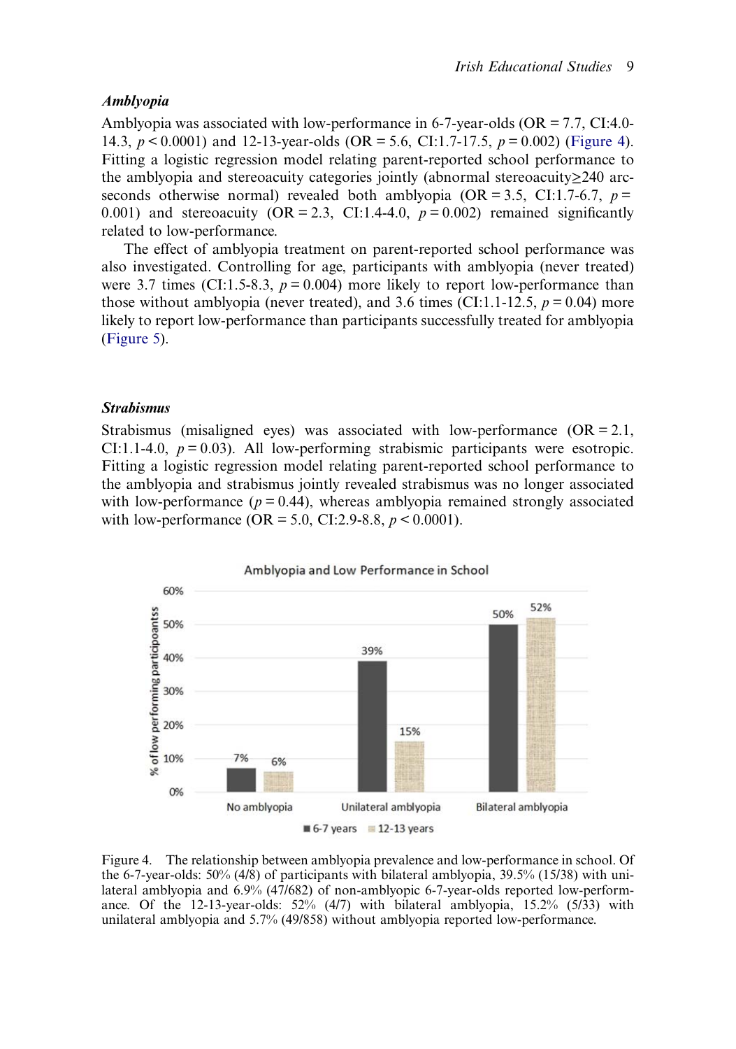### *Amblyopia*

Amblyopia was associated with low-performance in 6-7-year-olds (OR = 7.7, CI:4.0-14.3, $p < 0.0001$) and 12-13-year-olds (OR = 5.6, CI:1.7-17.5, $p = 0.002$) (Figure 4). Fitting a logistic regression model relating parent-reported school performance to the amblyopia and stereoacuity categories jointly (abnormal stereoacuity≥240 arc-seconds otherwise normal) revealed both amblyopia (OR = 3.5, CI:1.7-6.7, $p = 0.001$) and stereoacuity (OR = 2.3, CI:1.4-4.0, $p = 0.002$) remained significantly related to low-performance.

The effect of amblyopia treatment on parent-reported school performance was also investigated. Controlling for age, participants with amblyopia (never treated) were 3.7 times (CI:1.5-8.3, $p = 0.004$) more likely to report low-performance than those without amblyopia (never treated), and 3.6 times (CI:1.1-12.5, $p = 0.04$) more likely to report low-performance than participants successfully treated for amblyopia (Figure 5).

### *Strabismus*

Strabismus (misaligned eyes) was associated with low-performance (OR = 2.1, CI:1.1-4.0, $p = 0.03$). All low-performing strabismic participants were esotropic. Fitting a logistic regression model relating parent-reported school performance to the amblyopia and strabismus jointly revealed strabismus was no longer associated with low-performance ($p = 0.44$), whereas amblyopia remained strongly associated with low-performance (OR = 5.0, CI:2.9-8.8, $p < 0.0001$).

Amblyopia and Low Performance in School

| | 6-7 years | 12-13 years |
|---|---|---|
| No amblyopia | 7% | 6% |
| Unilateral amblyopia | 39% | 15% |
| Bilateral amblyopia | 50% | 52% |

Figure 4. The relationship between amblyopia prevalence and low-performance in school. Of the 6-7-year-olds: 50% (4/8) of participants with bilateral amblyopia, 39.5% (15/38) with unilateral amblyopia and 6.9% (47/682) of non-amblyopic 6-7-year-olds reported low-performance. Of the 12-13-year-olds: 52% (4/7) with bilateral amblyopia, 15.2% (5/33) with unilateral amblyopia and 5.7% (49/858) without amblyopia reported low-performance.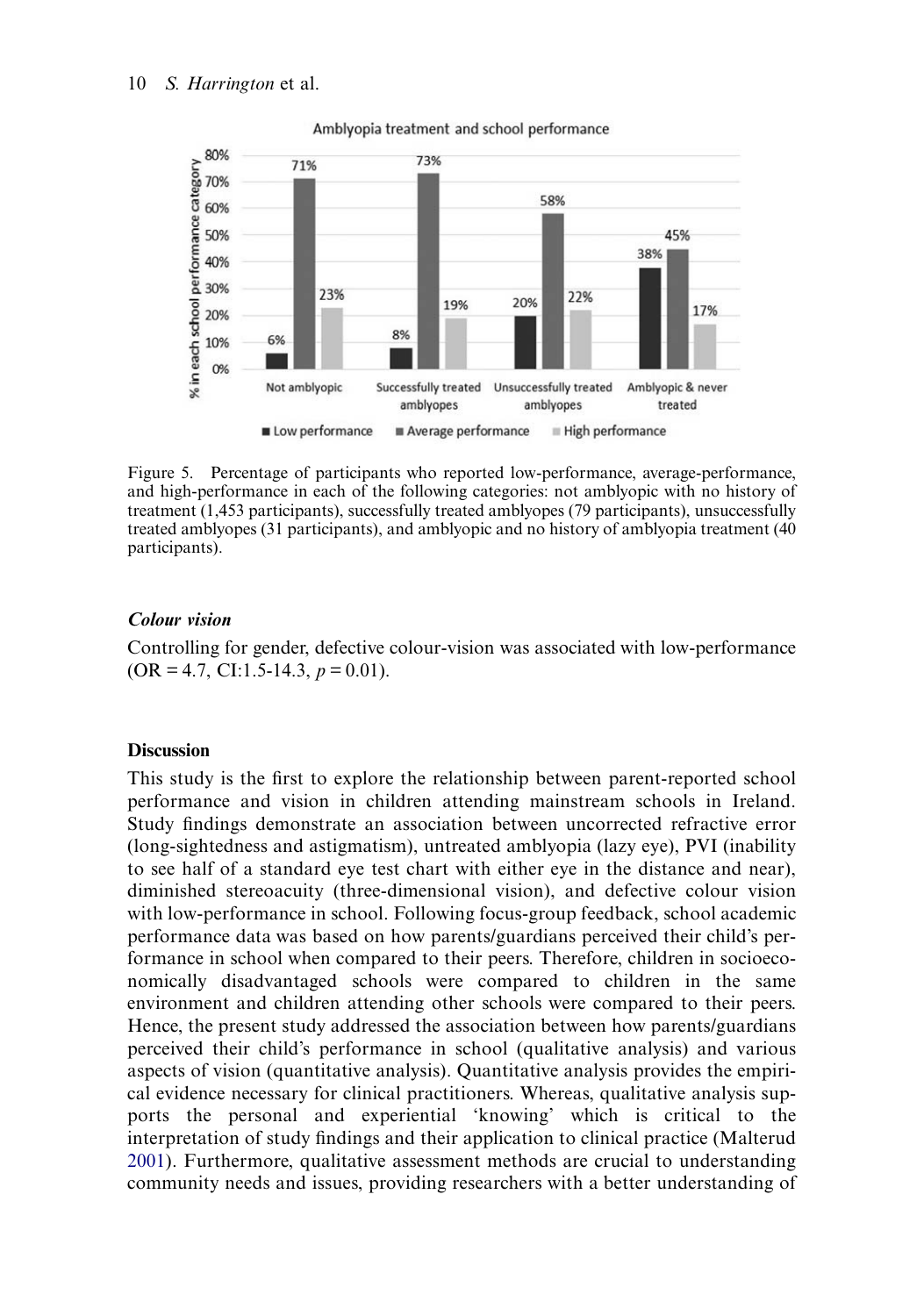Figure 5. Percentage of participants who reported low-performance, average-performance, and high-performance in each of the following categories: not amblyopic with no history of treatment (1,453 participants), successfully treated amblyopes (79 participants), unsuccessfully treated amblyopes (31 participants), and amblyopic and no history of amblyopia treatment (40 participants).

### *Colour vision*

Controlling for gender, defective colour-vision was associated with low-performance (OR = 4.7, CI:1.5-14.3, $p = 0.01$).

## Discussion

This study is the first to explore the relationship between parent-reported school performance and vision in children attending mainstream schools in Ireland. Study findings demonstrate an association between uncorrected refractive error (long-sightedness and astigmatism), untreated amblyopia (lazy eye), PVI (inability to see half of a standard eye test chart with either eye in the distance and near), diminished stereoacuity (three-dimensional vision), and defective colour vision with low-performance in school. Following focus-group feedback, school academic performance data was based on how parents/guardians perceived their child's performance in school when compared to their peers. Therefore, children in socioeconomically disadvantaged schools were compared to children in the same environment and children attending other schools were compared to their peers. Hence, the present study addressed the association between how parents/guardians perceived their child's performance in school (qualitative analysis) and various aspects of vision (quantitative analysis). Quantitative analysis provides the empirical evidence necessary for clinical practitioners. Whereas, qualitative analysis supports the personal and experiential 'knowing' which is critical to the interpretation of study findings and their application to clinical practice (Malterud 2001). Furthermore, qualitative assessment methods are crucial to understanding community needs and issues, providing researchers with a better understanding of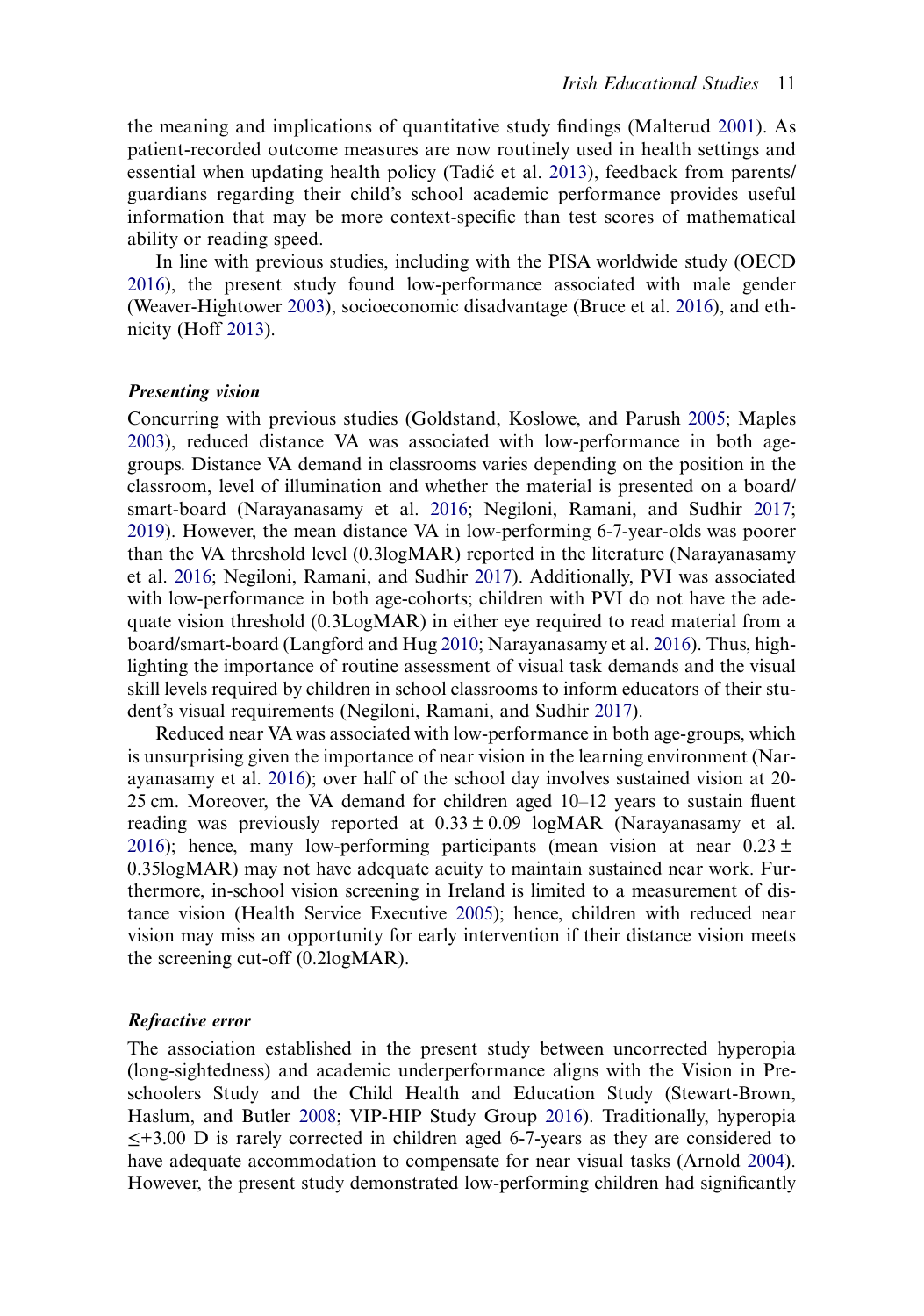the meaning and implications of quantitative study findings (Malterud 2001). As patient-recorded outcome measures are now routinely used in health settings and essential when updating health policy (Tadić et al. 2013), feedback from parents/guardians regarding their child's school academic performance provides useful information that may be more context-specific than test scores of mathematical ability or reading speed.

In line with previous studies, including with the PISA worldwide study (OECD 2016), the present study found low-performance associated with male gender (Weaver-Hightower 2003), socioeconomic disadvantage (Bruce et al. 2016), and ethnicity (Hoff 2013).

### *Presenting vision*

Concurring with previous studies (Goldstand, Koslowe, and Parush 2005; Maples 2003), reduced distance VA was associated with low-performance in both age-groups. Distance VA demand in classrooms varies depending on the position in the classroom, level of illumination and whether the material is presented on a board/smart-board (Narayanasamy et al. 2016; Negiloni, Ramani, and Sudhir 2017; 2019). However, the mean distance VA in low-performing 6-7-year-olds was poorer than the VA threshold level (0.3logMAR) reported in the literature (Narayanasamy et al. 2016; Negiloni, Ramani, and Sudhir 2017). Additionally, PVI was associated with low-performance in both age-cohorts; children with PVI do not have the adequate vision threshold (0.3LogMAR) in either eye required to read material from a board/smart-board (Langford and Hug 2010; Narayanasamy et al. 2016). Thus, highlighting the importance of routine assessment of visual task demands and the visual skill levels required by children in school classrooms to inform educators of their student's visual requirements (Negiloni, Ramani, and Sudhir 2017).

Reduced near VA was associated with low-performance in both age-groups, which is unsurprising given the importance of near vision in the learning environment (Narayanasamy et al. 2016); over half of the school day involves sustained vision at 20-25 cm. Moreover, the VA demand for children aged 10–12 years to sustain fluent reading was previously reported at $0.33 \pm 0.09$ logMAR (Narayanasamy et al. 2016); hence, many low-performing participants (mean vision at near $0.23 \pm 0.35$logMAR) may not have adequate acuity to maintain sustained near work. Furthermore, in-school vision screening in Ireland is limited to a measurement of distance vision (Health Service Executive 2005); hence, children with reduced near vision may miss an opportunity for early intervention if their distance vision meets the screening cut-off (0.2logMAR).

### *Refractive error*

The association established in the present study between uncorrected hyperopia (long-sightedness) and academic underperformance aligns with the Vision in Preschoolers Study and the Child Health and Education Study (Stewart-Brown, Haslum, and Butler 2008; VIP-HIP Study Group 2016). Traditionally, hyperopia $\leq$+3.00 D is rarely corrected in children aged 6-7-years as they are considered to have adequate accommodation to compensate for near visual tasks (Arnold 2004). However, the present study demonstrated low-performing children had significantly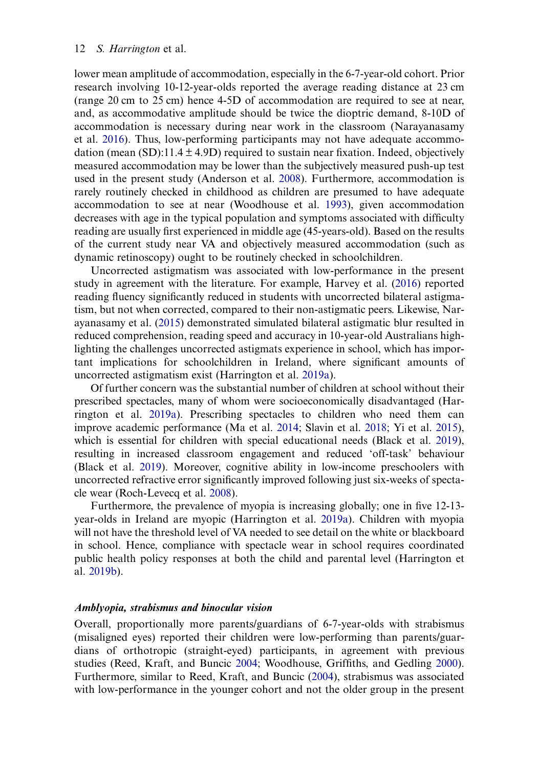lower mean amplitude of accommodation, especially in the 6-7-year-old cohort. Prior research involving 10-12-year-olds reported the average reading distance at 23 cm (range 20 cm to 25 cm) hence 4-5D of accommodation are required to see at near, and, as accommodative amplitude should be twice the dioptric demand, 8-10D of accommodation is necessary during near work in the classroom (Narayanasamy et al. 2016). Thus, low-performing participants may not have adequate accommodation (mean (SD):11.4 ± 4.9D) required to sustain near fixation. Indeed, objectively measured accommodation may be lower than the subjectively measured push-up test used in the present study (Anderson et al. 2008). Furthermore, accommodation is rarely routinely checked in childhood as children are presumed to have adequate accommodation to see at near (Woodhouse et al. 1993), given accommodation decreases with age in the typical population and symptoms associated with difficulty reading are usually first experienced in middle age (45-years-old). Based on the results of the current study near VA and objectively measured accommodation (such as dynamic retinoscopy) ought to be routinely checked in schoolchildren.

Uncorrected astigmatism was associated with low-performance in the present study in agreement with the literature. For example, Harvey et al. (2016) reported reading fluency significantly reduced in students with uncorrected bilateral astigmatism, but not when corrected, compared to their non-astigmatic peers. Likewise, Narayanasamy et al. (2015) demonstrated simulated bilateral astigmatic blur resulted in reduced comprehension, reading speed and accuracy in 10-year-old Australians highlighting the challenges uncorrected astigmats experience in school, which has important implications for schoolchildren in Ireland, where significant amounts of uncorrected astigmatism exist (Harrington et al. 2019a).

Of further concern was the substantial number of children at school without their prescribed spectacles, many of whom were socioeconomically disadvantaged (Harrington et al. 2019a). Prescribing spectacles to children who need them can improve academic performance (Ma et al. 2014; Slavin et al. 2018; Yi et al. 2015), which is essential for children with special educational needs (Black et al. 2019), resulting in increased classroom engagement and reduced 'off-task' behaviour (Black et al. 2019). Moreover, cognitive ability in low-income preschoolers with uncorrected refractive error significantly improved following just six-weeks of spectacle wear (Roch-Levecq et al. 2008).

Furthermore, the prevalence of myopia is increasing globally; one in five 12-13-year-olds in Ireland are myopic (Harrington et al. 2019a). Children with myopia will not have the threshold level of VA needed to see detail on the white or blackboard in school. Hence, compliance with spectacle wear in school requires coordinated public health policy responses at both the child and parental level (Harrington et al. 2019b).

### *Amblyopia, strabismus and binocular vision*

Overall, proportionally more parents/guardians of 6-7-year-olds with strabismus (misaligned eyes) reported their children were low-performing than parents/guardians of orthotropic (straight-eyed) participants, in agreement with previous studies (Reed, Kraft, and Buncic 2004; Woodhouse, Griffiths, and Gedling 2000). Furthermore, similar to Reed, Kraft, and Buncic (2004), strabismus was associated with low-performance in the younger cohort and not the older group in the present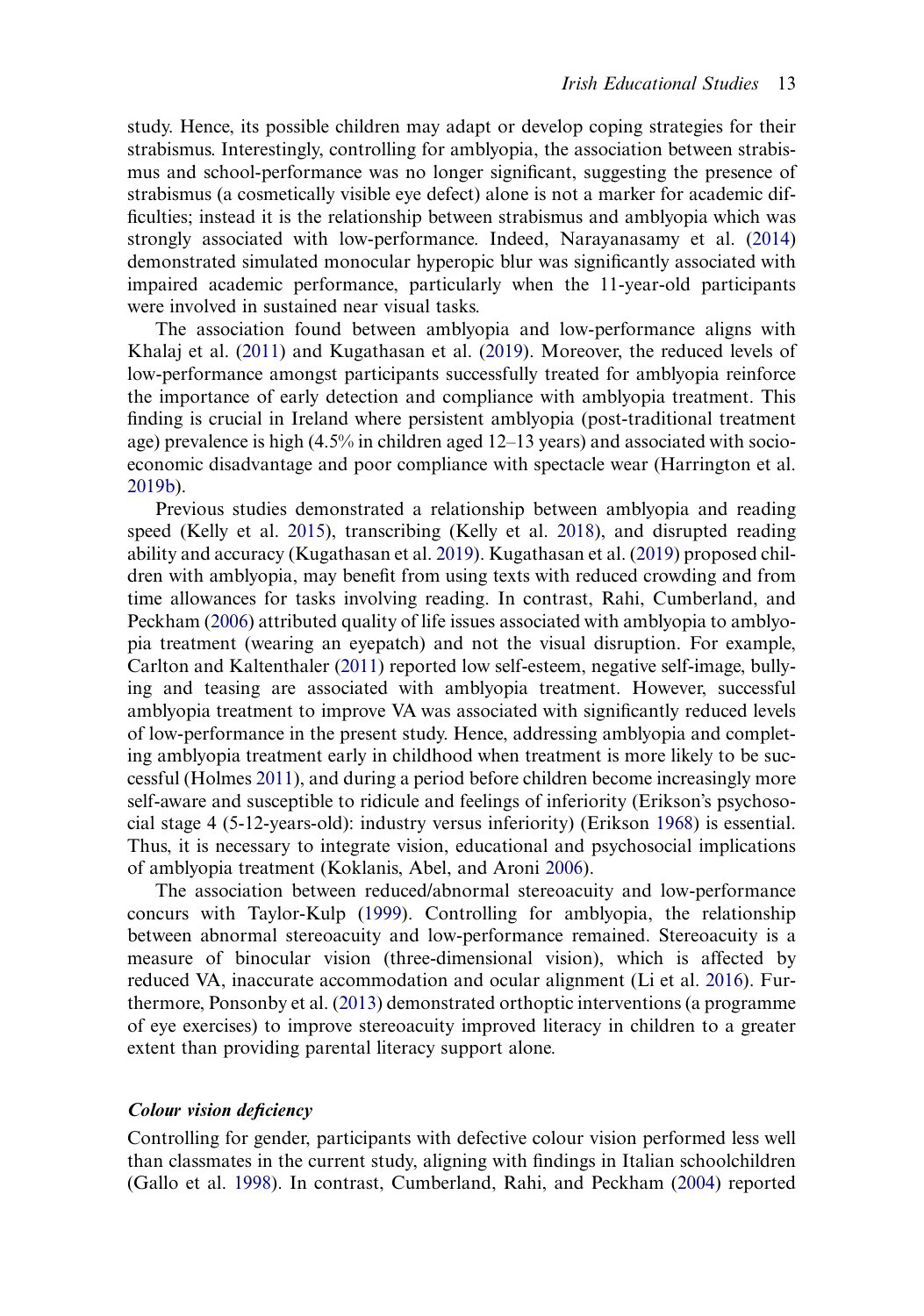study. Hence, its possible children may adapt or develop coping strategies for their strabismus. Interestingly, controlling for amblyopia, the association between strabismus and school-performance was no longer significant, suggesting the presence of strabismus (a cosmetically visible eye defect) alone is not a marker for academic difficulties; instead it is the relationship between strabismus and amblyopia which was strongly associated with low-performance. Indeed, Narayanasamy et al. (2014) demonstrated simulated monocular hyperopic blur was significantly associated with impaired academic performance, particularly when the 11-year-old participants were involved in sustained near visual tasks.

The association found between amblyopia and low-performance aligns with Khalaj et al. (2011) and Kugathasan et al. (2019). Moreover, the reduced levels of low-performance amongst participants successfully treated for amblyopia reinforce the importance of early detection and compliance with amblyopia treatment. This finding is crucial in Ireland where persistent amblyopia (post-traditional treatment age) prevalence is high (4.5% in children aged 12–13 years) and associated with socio-economic disadvantage and poor compliance with spectacle wear (Harrington et al. 2019b).

Previous studies demonstrated a relationship between amblyopia and reading speed (Kelly et al. 2015), transcribing (Kelly et al. 2018), and disrupted reading ability and accuracy (Kugathasan et al. 2019). Kugathasan et al. (2019) proposed children with amblyopia, may benefit from using texts with reduced crowding and from time allowances for tasks involving reading. In contrast, Rahi, Cumberland, and Peckham (2006) attributed quality of life issues associated with amblyopia to amblyopia treatment (wearing an eyepatch) and not the visual disruption. For example, Carlton and Kaltenthaler (2011) reported low self-esteem, negative self-image, bullying and teasing are associated with amblyopia treatment. However, successful amblyopia treatment to improve VA was associated with significantly reduced levels of low-performance in the present study. Hence, addressing amblyopia and completing amblyopia treatment early in childhood when treatment is more likely to be successful (Holmes 2011), and during a period before children become increasingly more self-aware and susceptible to ridicule and feelings of inferiority (Erikson's psychosocial stage 4 (5-12-years-old): industry versus inferiority) (Erikson 1968) is essential. Thus, it is necessary to integrate vision, educational and psychosocial implications of amblyopia treatment (Koklanis, Abel, and Aroni 2006).

The association between reduced/abnormal stereoacuity and low-performance concurs with Taylor-Kulp (1999). Controlling for amblyopia, the relationship between abnormal stereoacuity and low-performance remained. Stereoacuity is a measure of binocular vision (three-dimensional vision), which is affected by reduced VA, inaccurate accommodation and ocular alignment (Li et al. 2016). Furthermore, Ponsonby et al. (2013) demonstrated orthoptic interventions (a programme of eye exercises) to improve stereoacuity improved literacy in children to a greater extent than providing parental literacy support alone.

### *Colour vision deficiency*

Controlling for gender, participants with defective colour vision performed less well than classmates in the current study, aligning with findings in Italian schoolchildren (Gallo et al. 1998). In contrast, Cumberland, Rahi, and Peckham (2004) reported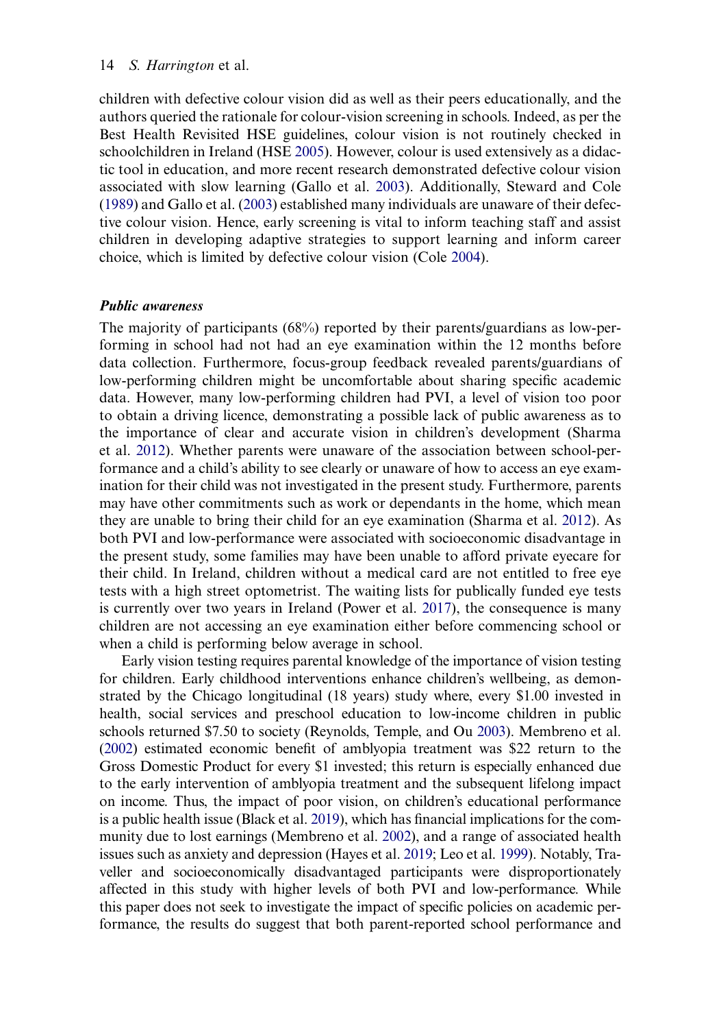children with defective colour vision did as well as their peers educationally, and the authors queried the rationale for colour-vision screening in schools. Indeed, as per the Best Health Revisited HSE guidelines, colour vision is not routinely checked in schoolchildren in Ireland (HSE 2005). However, colour is used extensively as a didactic tool in education, and more recent research demonstrated defective colour vision associated with slow learning (Gallo et al. 2003). Additionally, Steward and Cole (1989) and Gallo et al. (2003) established many individuals are unaware of their defective colour vision. Hence, early screening is vital to inform teaching staff and assist children in developing adaptive strategies to support learning and inform career choice, which is limited by defective colour vision (Cole 2004).

### *Public awareness*

The majority of participants (68%) reported by their parents/guardians as low-performing in school had not had an eye examination within the 12 months before data collection. Furthermore, focus-group feedback revealed parents/guardians of low-performing children might be uncomfortable about sharing specific academic data. However, many low-performing children had PVI, a level of vision too poor to obtain a driving licence, demonstrating a possible lack of public awareness as to the importance of clear and accurate vision in children's development (Sharma et al. 2012). Whether parents were unaware of the association between school-performance and a child's ability to see clearly or unaware of how to access an eye examination for their child was not investigated in the present study. Furthermore, parents may have other commitments such as work or dependants in the home, which mean they are unable to bring their child for an eye examination (Sharma et al. 2012). As both PVI and low-performance were associated with socioeconomic disadvantage in the present study, some families may have been unable to afford private eyecare for their child. In Ireland, children without a medical card are not entitled to free eye tests with a high street optometrist. The waiting lists for publically funded eye tests is currently over two years in Ireland (Power et al. 2017), the consequence is many children are not accessing an eye examination either before commencing school or when a child is performing below average in school.

Early vision testing requires parental knowledge of the importance of vision testing for children. Early childhood interventions enhance children's wellbeing, as demonstrated by the Chicago longitudinal (18 years) study where, every \$1.00 invested in health, social services and preschool education to low-income children in public schools returned \$7.50 to society (Reynolds, Temple, and Ou 2003). Membreno et al. (2002) estimated economic benefit of amblyopia treatment was \$22 return to the Gross Domestic Product for every \$1 invested; this return is especially enhanced due to the early intervention of amblyopia treatment and the subsequent lifelong impact on income. Thus, the impact of poor vision, on children's educational performance is a public health issue (Black et al. 2019), which has financial implications for the community due to lost earnings (Membreno et al. 2002), and a range of associated health issues such as anxiety and depression (Hayes et al. 2019; Leo et al. 1999). Notably, Traveller and socioeconomically disadvantaged participants were disproportionately affected in this study with higher levels of both PVI and low-performance. While this paper does not seek to investigate the impact of specific policies on academic performance, the results do suggest that both parent-reported school performance and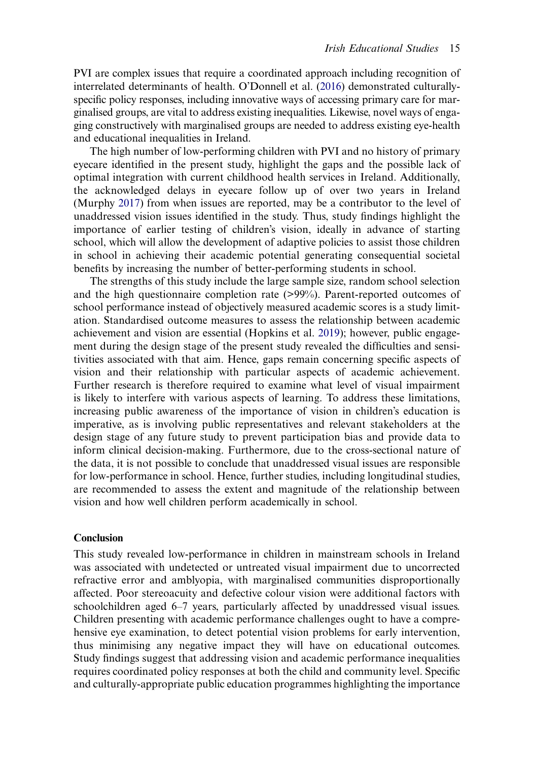PVI are complex issues that require a coordinated approach including recognition of interrelated determinants of health. O'Donnell et al. (2016) demonstrated culturally-specific policy responses, including innovative ways of accessing primary care for marginalised groups, are vital to address existing inequalities. Likewise, novel ways of engaging constructively with marginalised groups are needed to address existing eye-health and educational inequalities in Ireland.

The high number of low-performing children with PVI and no history of primary eyecare identified in the present study, highlight the gaps and the possible lack of optimal integration with current childhood health services in Ireland. Additionally, the acknowledged delays in eyecare follow up of over two years in Ireland (Murphy 2017) from when issues are reported, may be a contributor to the level of unaddressed vision issues identified in the study. Thus, study findings highlight the importance of earlier testing of children's vision, ideally in advance of starting school, which will allow the development of adaptive policies to assist those children in school in achieving their academic potential generating consequential societal benefits by increasing the number of better-performing students in school.

The strengths of this study include the large sample size, random school selection and the high questionnaire completion rate (>99%). Parent-reported outcomes of school performance instead of objectively measured academic scores is a study limitation. Standardised outcome measures to assess the relationship between academic achievement and vision are essential (Hopkins et al. 2019); however, public engagement during the design stage of the present study revealed the difficulties and sensitivities associated with that aim. Hence, gaps remain concerning specific aspects of vision and their relationship with particular aspects of academic achievement. Further research is therefore required to examine what level of visual impairment is likely to interfere with various aspects of learning. To address these limitations, increasing public awareness of the importance of vision in children's education is imperative, as is involving public representatives and relevant stakeholders at the design stage of any future study to prevent participation bias and provide data to inform clinical decision-making. Furthermore, due to the cross-sectional nature of the data, it is not possible to conclude that unaddressed visual issues are responsible for low-performance in school. Hence, further studies, including longitudinal studies, are recommended to assess the extent and magnitude of the relationship between vision and how well children perform academically in school.

## Conclusion

This study revealed low-performance in children in mainstream schools in Ireland was associated with undetected or untreated visual impairment due to uncorrected refractive error and amblyopia, with marginalised communities disproportionally affected. Poor stereoacuity and defective colour vision were additional factors with schoolchildren aged 6–7 years, particularly affected by unaddressed visual issues. Children presenting with academic performance challenges ought to have a comprehensive eye examination, to detect potential vision problems for early intervention, thus minimising any negative impact they will have on educational outcomes. Study findings suggest that addressing vision and academic performance inequalities requires coordinated policy responses at both the child and community level. Specific and culturally-appropriate public education programmes highlighting the importance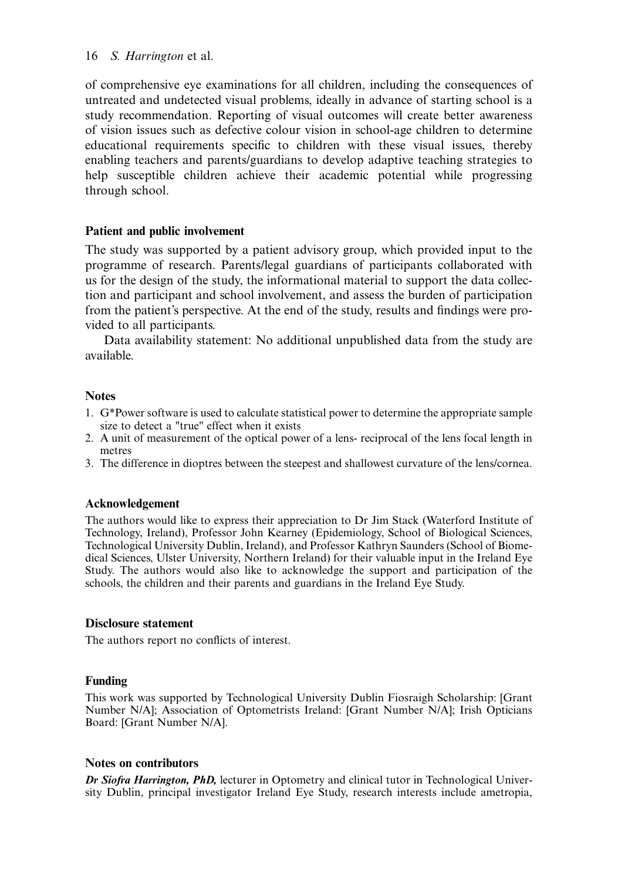of comprehensive eye examinations for all children, including the consequences of untreated and undetected visual problems, ideally in advance of starting school is a study recommendation. Reporting of visual outcomes will create better awareness of vision issues such as defective colour vision in school-age children to determine educational requirements specific to children with these visual issues, thereby enabling teachers and parents/guardians to develop adaptive teaching strategies to help susceptible children achieve their academic potential while progressing through school.

## Patient and public involvement

The study was supported by a patient advisory group, which provided input to the programme of research. Parents/legal guardians of participants collaborated with us for the design of the study, the informational material to support the data collection and participant and school involvement, and assess the burden of participation from the patient's perspective. At the end of the study, results and findings were provided to all participants.

Data availability statement: No additional unpublished data from the study are available.

## Notes

1. G*Power software is used to calculate statistical power to determine the appropriate sample size to detect a "true" effect when it exists
2. A unit of measurement of the optical power of a lens- reciprocal of the lens focal length in metres
3. The difference in dioptres between the steepest and shallowest curvature of the lens/cornea.

## Acknowledgement

The authors would like to express their appreciation to Dr Jim Stack (Waterford Institute of Technology, Ireland), Professor John Kearney (Epidemiology, School of Biological Sciences, Technological University Dublin, Ireland), and Professor Kathryn Saunders (School of Biomedical Sciences, Ulster University, Northern Ireland) for their valuable input in the Ireland Eye Study. The authors would also like to acknowledge the support and participation of the schools, the children and their parents and guardians in the Ireland Eye Study.

## Disclosure statement

The authors report no conflicts of interest.

## Funding

This work was supported by Technological University Dublin Fiosraigh Scholarship: [Grant Number N/A]; Association of Optometrists Ireland: [Grant Number N/A]; Irish Opticians Board: [Grant Number N/A].

## Notes on contributors

***Dr Siofra Harrington, PhD,*** lecturer in Optometry and clinical tutor in Technological University Dublin, principal investigator Ireland Eye Study, research interests include ametropia,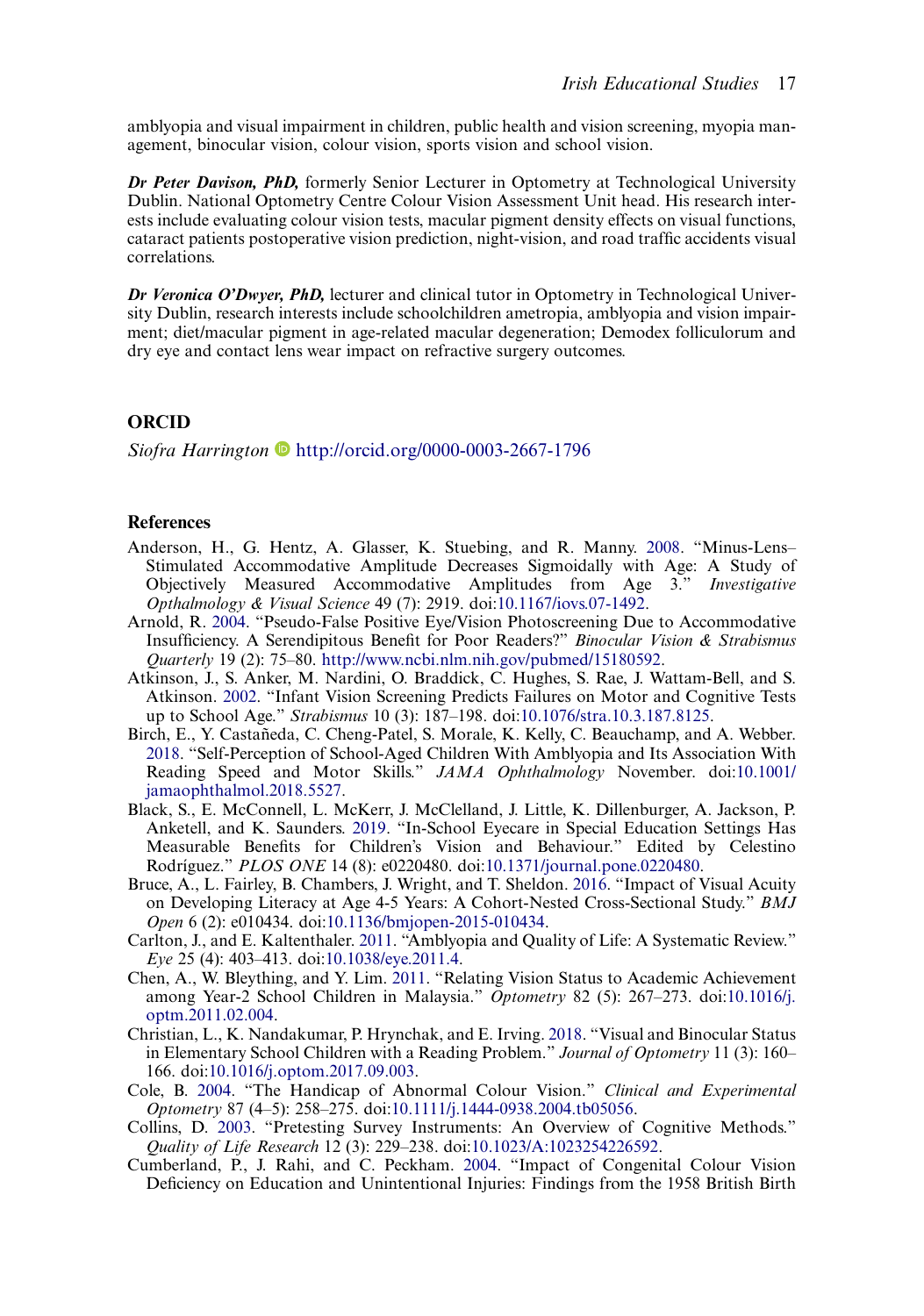amblyopia and visual impairment in children, public health and vision screening, myopia management, binocular vision, colour vision, sports vision and school vision.

***Dr Peter Davison, PhD,*** formerly Senior Lecturer in Optometry at Technological University Dublin. National Optometry Centre Colour Vision Assessment Unit head. His research interests include evaluating colour vision tests, macular pigment density effects on visual functions, cataract patients postoperative vision prediction, night-vision, and road traffic accidents visual correlations.

***Dr Veronica O'Dwyer, PhD,*** lecturer and clinical tutor in Optometry in Technological University Dublin, research interests include schoolchildren ametropia, amblyopia and vision impairment; diet/macular pigment in age-related macular degeneration; Demodex folliculorum and dry eye and contact lens wear impact on refractive surgery outcomes.

## ORCID

*Siofra Harrington* http://orcid.org/0000-0003-2667-1796

## References

Anderson, H., G. Hentz, A. Glasser, K. Stuebing, and R. Manny. 2008. "Minus-Lens–Stimulated Accommodative Amplitude Decreases Sigmoidally with Age: A Study of Objectively Measured Accommodative Amplitudes from Age 3." *Investigative Opthalmology & Visual Science* 49 (7): 2919. doi:10.1167/iovs.07-1492.

Arnold, R. 2004. "Pseudo-False Positive Eye/Vision Photoscreening Due to Accommodative Insufficiency. A Serendipitous Benefit for Poor Readers?" *Binocular Vision & Strabismus Quarterly* 19 (2): 75–80. http://www.ncbi.nlm.nih.gov/pubmed/15180592.

Atkinson, J., S. Anker, M. Nardini, O. Braddick, C. Hughes, S. Rae, J. Wattam-Bell, and S. Atkinson. 2002. "Infant Vision Screening Predicts Failures on Motor and Cognitive Tests up to School Age." *Strabismus* 10 (3): 187–198. doi:10.1076/stra.10.3.187.8125.

Birch, E., Y. Castañeda, C. Cheng-Patel, S. Morale, K. Kelly, C. Beauchamp, and A. Webber. 2018. "Self-Perception of School-Aged Children With Amblyopia and Its Association With Reading Speed and Motor Skills." *JAMA Ophthalmology* November. doi:10.1001/jamaophthalmol.2018.5527.

Black, S., E. McConnell, L. McKerr, J. McClelland, J. Little, K. Dillenburger, A. Jackson, P. Anketell, and K. Saunders. 2019. "In-School Eyecare in Special Education Settings Has Measurable Benefits for Children's Vision and Behaviour." Edited by Celestino Rodríguez." *PLOS ONE* 14 (8): e0220480. doi:10.1371/journal.pone.0220480.

Bruce, A., L. Fairley, B. Chambers, J. Wright, and T. Sheldon. 2016. "Impact of Visual Acuity on Developing Literacy at Age 4-5 Years: A Cohort-Nested Cross-Sectional Study." *BMJ Open* 6 (2): e010434. doi:10.1136/bmjopen-2015-010434.

Carlton, J., and E. Kaltenthaler. 2011. "Amblyopia and Quality of Life: A Systematic Review." *Eye* 25 (4): 403–413. doi:10.1038/eye.2011.4.

Chen, A., W. Bleything, and Y. Lim. 2011. "Relating Vision Status to Academic Achievement among Year-2 School Children in Malaysia." *Optometry* 82 (5): 267–273. doi:10.1016/j.optm.2011.02.004.

Christian, L., K. Nandakumar, P. Hrynchak, and E. Irving. 2018. "Visual and Binocular Status in Elementary School Children with a Reading Problem." *Journal of Optometry* 11 (3): 160–166. doi:10.1016/j.optom.2017.09.003.

Cole, B. 2004. "The Handicap of Abnormal Colour Vision." *Clinical and Experimental Optometry* 87 (4–5): 258–275. doi:10.1111/j.1444-0938.2004.tb05056.

Collins, D. 2003. "Pretesting Survey Instruments: An Overview of Cognitive Methods." *Quality of Life Research* 12 (3): 229–238. doi:10.1023/A:1023254226592.

Cumberland, P., J. Rahi, and C. Peckham. 2004. "Impact of Congenital Colour Vision Deficiency on Education and Unintentional Injuries: Findings from the 1958 British Birth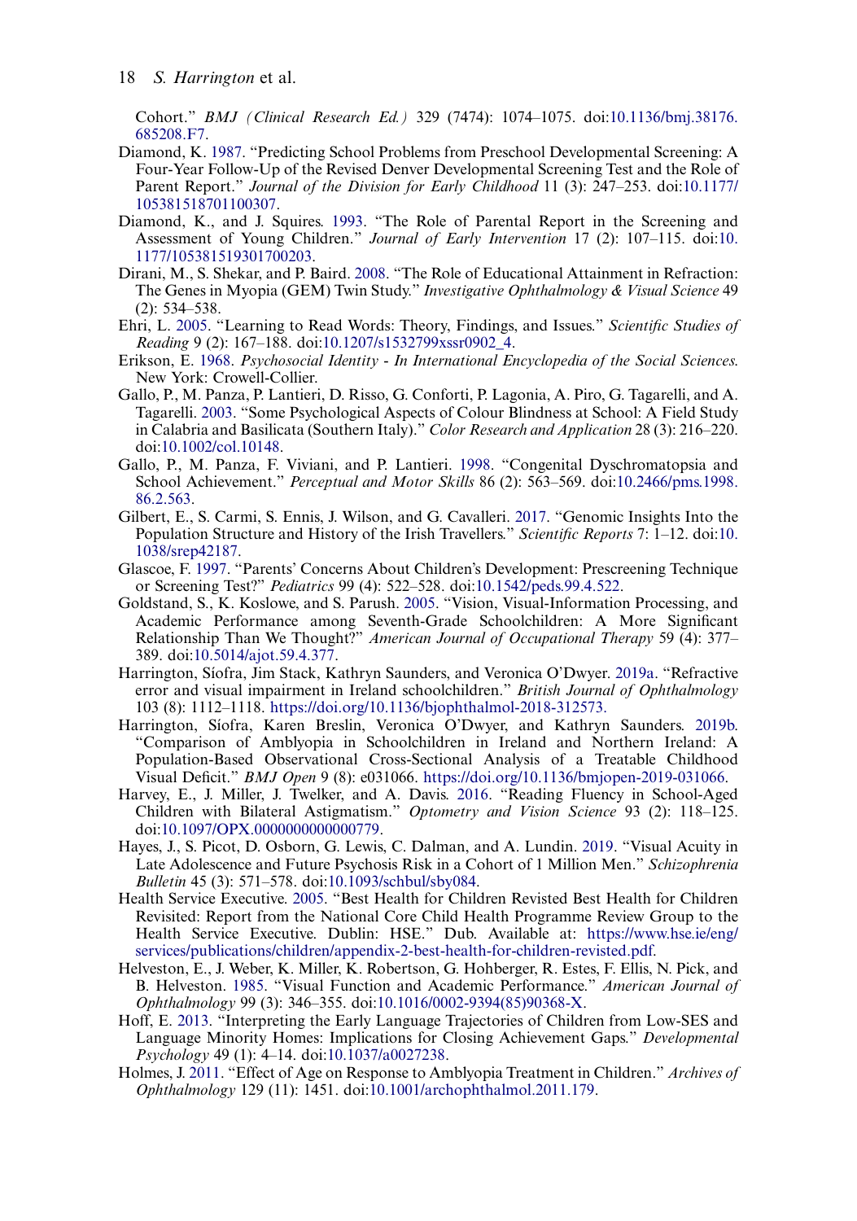Cohort." *BMJ (Clinical Research Ed.)* 329 (7474): 1074–1075. doi:10.1136/bmj.38176.685208.F7.

Diamond, K. 1987. "Predicting School Problems from Preschool Developmental Screening: A Four-Year Follow-Up of the Revised Denver Developmental Screening Test and the Role of Parent Report." *Journal of the Division for Early Childhood* 11 (3): 247–253. doi:10.1177/105381518701100307.

Diamond, K., and J. Squires. 1993. "The Role of Parental Report in the Screening and Assessment of Young Children." *Journal of Early Intervention* 17 (2): 107–115. doi:10.1177/105381519301700203.

Dirani, M., S. Shekar, and P. Baird. 2008. "The Role of Educational Attainment in Refraction: The Genes in Myopia (GEM) Twin Study." *Investigative Ophthalmology & Visual Science* 49 (2): 534–538.

Ehri, L. 2005. "Learning to Read Words: Theory, Findings, and Issues." *Scientific Studies of Reading* 9 (2): 167–188. doi:10.1207/s1532799xssr0902_4.

Erikson, E. 1968. *Psychosocial Identity - In International Encyclopedia of the Social Sciences.* New York: Crowell-Collier.

Gallo, P., M. Panza, P. Lantieri, D. Risso, G. Conforti, P. Lagonia, A. Piro, G. Tagarelli, and A. Tagarelli. 2003. "Some Psychological Aspects of Colour Blindness at School: A Field Study in Calabria and Basilicata (Southern Italy)." *Color Research and Application* 28 (3): 216–220. doi:10.1002/col.10148.

Gallo, P., M. Panza, F. Viviani, and P. Lantieri. 1998. "Congenital Dyschromatopsia and School Achievement." *Perceptual and Motor Skills* 86 (2): 563–569. doi:10.2466/pms.1998.86.2.563.

Gilbert, E., S. Carmi, S. Ennis, J. Wilson, and G. Cavalleri. 2017. "Genomic Insights Into the Population Structure and History of the Irish Travellers." *Scientific Reports* 7: 1–12. doi:10.1038/srep42187.

Glascoe, F. 1997. "Parents' Concerns About Children's Development: Prescreening Technique or Screening Test?" *Pediatrics* 99 (4): 522–528. doi:10.1542/peds.99.4.522.

Goldstand, S., K. Koslowe, and S. Parush. 2005. "Vision, Visual-Information Processing, and Academic Performance among Seventh-Grade Schoolchildren: A More Significant Relationship Than We Thought?" *American Journal of Occupational Therapy* 59 (4): 377–389. doi:10.5014/ajot.59.4.377.

Harrington, Síofra, Jim Stack, Kathryn Saunders, and Veronica O'Dwyer. 2019a. "Refractive error and visual impairment in Ireland schoolchildren." *British Journal of Ophthalmology* 103 (8): 1112–1118. https://doi.org/10.1136/bjophthalmol-2018-312573.

Harrington, Síofra, Karen Breslin, Veronica O'Dwyer, and Kathryn Saunders. 2019b. "Comparison of Amblyopia in Schoolchildren in Ireland and Northern Ireland: A Population-Based Observational Cross-Sectional Analysis of a Treatable Childhood Visual Deficit." *BMJ Open* 9 (8): e031066. https://doi.org/10.1136/bmjopen-2019-031066.

Harvey, E., J. Miller, J. Twelker, and A. Davis. 2016. "Reading Fluency in School-Aged Children with Bilateral Astigmatism." *Optometry and Vision Science* 93 (2): 118–125. doi:10.1097/OPX.0000000000000779.

Hayes, J., S. Picot, D. Osborn, G. Lewis, C. Dalman, and A. Lundin. 2019. "Visual Acuity in Late Adolescence and Future Psychosis Risk in a Cohort of 1 Million Men." *Schizophrenia Bulletin* 45 (3): 571–578. doi:10.1093/schbul/sby084.

Health Service Executive. 2005. "Best Health for Children Revisted Best Health for Children Revisited: Report from the National Core Child Health Programme Review Group to the Health Service Executive. Dublin: HSE." Dub. Available at: https://www.hse.ie/eng/services/publications/children/appendix-2-best-health-for-children-revisted.pdf.

Helveston, E., J. Weber, K. Miller, K. Robertson, G. Hohberger, R. Estes, F. Ellis, N. Pick, and B. Helveston. 1985. "Visual Function and Academic Performance." *American Journal of Ophthalmology* 99 (3): 346–355. doi:10.1016/0002-9394(85)90368-X.

Hoff, E. 2013. "Interpreting the Early Language Trajectories of Children from Low-SES and Language Minority Homes: Implications for Closing Achievement Gaps." *Developmental Psychology* 49 (1): 4–14. doi:10.1037/a0027238.

Holmes, J. 2011. "Effect of Age on Response to Amblyopia Treatment in Children." *Archives of Ophthalmology* 129 (11): 1451. doi:10.1001/archophthalmol.2011.179.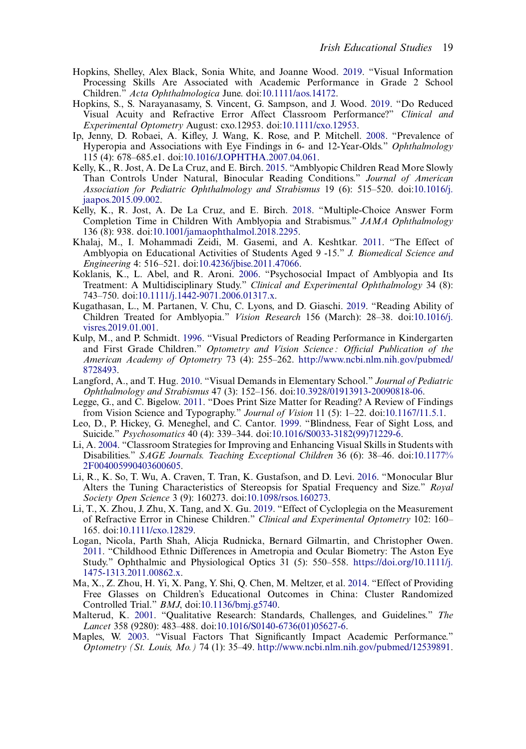Hopkins, Shelley, Alex Black, Sonia White, and Joanne Wood. 2019. "Visual Information Processing Skills Are Associated with Academic Performance in Grade 2 School Children." *Acta Ophthalmologica* June. doi:10.1111/aos.14172.

Hopkins, S., S. Narayanasamy, S. Vincent, G. Sampson, and J. Wood. 2019. "Do Reduced Visual Acuity and Refractive Error Affect Classroom Performance?" *Clinical and Experimental Optometry* August: cxo.12953. doi:10.1111/cxo.12953.

Ip, Jenny, D. Robaei, A. Kifley, J. Wang, K. Rose, and P. Mitchell. 2008. "Prevalence of Hyperopia and Associations with Eye Findings in 6- and 12-Year-Olds." *Ophthalmology* 115 (4): 678–685.e1. doi:10.1016/J.OPHTHA.2007.04.061.

Kelly, K., R. Jost, A. De La Cruz, and E. Birch. 2015. "Amblyopic Children Read More Slowly Than Controls Under Natural, Binocular Reading Conditions." *Journal of American Association for Pediatric Ophthalmology and Strabismus* 19 (6): 515–520. doi:10.1016/j.jaapos.2015.09.002.

Kelly, K., R. Jost, A. De La Cruz, and E. Birch. 2018. "Multiple-Choice Answer Form Completion Time in Children With Amblyopia and Strabismus." *JAMA Ophthalmology* 136 (8): 938. doi:10.1001/jamaophthalmol.2018.2295.

Khalaj, M., I. Mohammadi Zeidi, M. Gasemi, and A. Keshtkar. 2011. "The Effect of Amblyopia on Educational Activities of Students Aged 9 -15." *J. Biomedical Science and Engineering* 4: 516–521. doi:10.4236/jbise.2011.47066.

Koklanis, K., L. Abel, and R. Aroni. 2006. "Psychosocial Impact of Amblyopia and Its Treatment: A Multidisciplinary Study." *Clinical and Experimental Ophthalmology* 34 (8): 743–750. doi:10.1111/j.1442-9071.2006.01317.x.

Kugathasan, L., M. Partanen, V. Chu, C. Lyons, and D. Giaschi. 2019. "Reading Ability of Children Treated for Amblyopia." *Vision Research* 156 (March): 28–38. doi:10.1016/j.visres.2019.01.001.

Kulp, M., and P. Schmidt. 1996. "Visual Predictors of Reading Performance in Kindergarten and First Grade Children." *Optometry and Vision Science : Official Publication of the American Academy of Optometry* 73 (4): 255–262. http://www.ncbi.nlm.nih.gov/pubmed/8728493.

Langford, A., and T. Hug. 2010. "Visual Demands in Elementary School." *Journal of Pediatric Ophthalmology and Strabismus* 47 (3): 152–156. doi:10.3928/01913913-20090818-06.

Legge, G., and C. Bigelow. 2011. "Does Print Size Matter for Reading? A Review of Findings from Vision Science and Typography." *Journal of Vision* 11 (5): 1–22. doi:10.1167/11.5.1.

Leo, D., P. Hickey, G. Meneghel, and C. Cantor. 1999. "Blindness, Fear of Sight Loss, and Suicide." *Psychosomatics* 40 (4): 339–344. doi:10.1016/S0033-3182(99)71229-6.

Li, A. 2004. "Classroom Strategies for Improving and Enhancing Visual Skills in Students with Disabilities." *SAGE Journals. Teaching Exceptional Children* 36 (6): 38–46. doi:10.1177%2F004005990403600605.

Li, R., K. So, T. Wu, A. Craven, T. Tran, K. Gustafson, and D. Levi. 2016. "Monocular Blur Alters the Tuning Characteristics of Stereopsis for Spatial Frequency and Size." *Royal Society Open Science* 3 (9): 160273. doi:10.1098/rsos.160273.

Li, T., X. Zhou, J. Zhu, X. Tang, and X. Gu. 2019. "Effect of Cycloplegia on the Measurement of Refractive Error in Chinese Children." *Clinical and Experimental Optometry* 102: 160–165. doi:10.1111/cxo.12829.

Logan, Nicola, Parth Shah, Alicja Rudnicka, Bernard Gilmartin, and Christopher Owen. 2011. "Childhood Ethnic Differences in Ametropia and Ocular Biometry: The Aston Eye Study." Ophthalmic and Physiological Optics 31 (5): 550–558. https://doi.org/10.1111/j.1475-1313.2011.00862.x.

Ma, X., Z. Zhou, H. Yi, X. Pang, Y. Shi, Q. Chen, M. Meltzer, et al. 2014. "Effect of Providing Free Glasses on Children's Educational Outcomes in China: Cluster Randomized Controlled Trial." *BMJ*, doi:10.1136/bmj.g5740.

Malterud, K. 2001. "Qualitative Research: Standards, Challenges, and Guidelines." *The Lancet* 358 (9280): 483–488. doi:10.1016/S0140-6736(01)05627-6.

Maples, W. 2003. "Visual Factors That Significantly Impact Academic Performance." *Optometry (St. Louis, Mo.)* 74 (1): 35–49. http://www.ncbi.nlm.nih.gov/pubmed/12539891.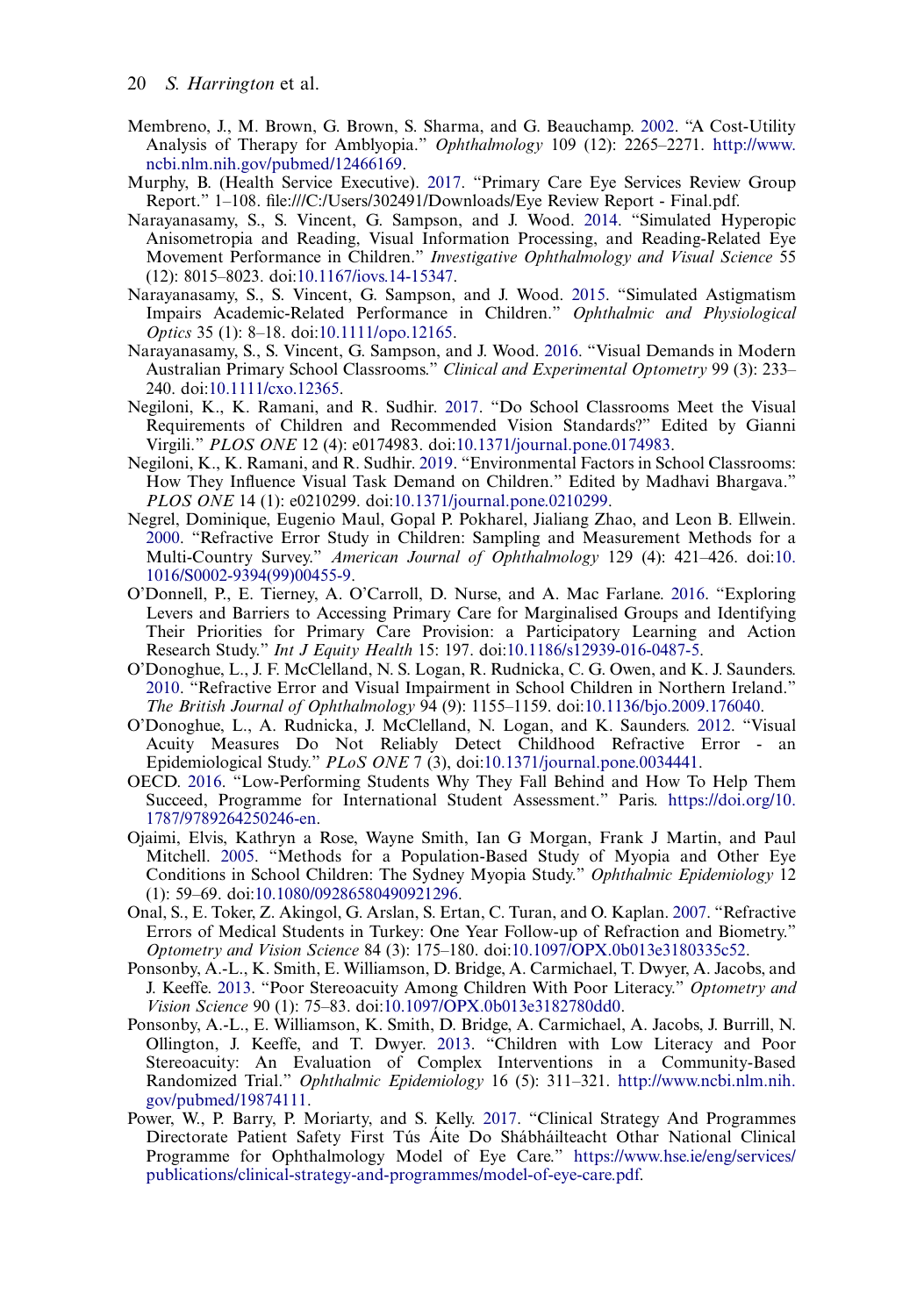Membreno, J., M. Brown, G. Brown, S. Sharma, and G. Beauchamp. 2002. "A Cost-Utility Analysis of Therapy for Amblyopia." *Ophthalmology* 109 (12): 2265–2271. http://www.ncbi.nlm.nih.gov/pubmed/12466169.

Murphy, B. (Health Service Executive). 2017. "Primary Care Eye Services Review Group Report." 1–108. file:///C:/Users/302491/Downloads/Eye Review Report - Final.pdf.

Narayanasamy, S., S. Vincent, G. Sampson, and J. Wood. 2014. "Simulated Hyperopic Anisometropia and Reading, Visual Information Processing, and Reading-Related Eye Movement Performance in Children." *Investigative Ophthalmology and Visual Science* 55 (12): 8015–8023. doi:10.1167/iovs.14-15347.

Narayanasamy, S., S. Vincent, G. Sampson, and J. Wood. 2015. "Simulated Astigmatism Impairs Academic-Related Performance in Children." *Ophthalmic and Physiological Optics* 35 (1): 8–18. doi:10.1111/opo.12165.

Narayanasamy, S., S. Vincent, G. Sampson, and J. Wood. 2016. "Visual Demands in Modern Australian Primary School Classrooms." *Clinical and Experimental Optometry* 99 (3): 233–240. doi:10.1111/cxo.12365.

Negiloni, K., K. Ramani, and R. Sudhir. 2017. "Do School Classrooms Meet the Visual Requirements of Children and Recommended Vision Standards?" Edited by Gianni Virgili." *PLOS ONE* 12 (4): e0174983. doi:10.1371/journal.pone.0174983.

Negiloni, K., K. Ramani, and R. Sudhir. 2019. "Environmental Factors in School Classrooms: How They Influence Visual Task Demand on Children." Edited by Madhavi Bhargava." *PLOS ONE* 14 (1): e0210299. doi:10.1371/journal.pone.0210299.

Negrel, Dominique, Eugenio Maul, Gopal P. Pokharel, Jialiang Zhao, and Leon B. Ellwein. 2000. "Refractive Error Study in Children: Sampling and Measurement Methods for a Multi-Country Survey." *American Journal of Ophthalmology* 129 (4): 421–426. doi:10.1016/S0002-9394(99)00455-9.

O'Donnell, P., E. Tierney, A. O'Carroll, D. Nurse, and A. Mac Farlane. 2016. "Exploring Levers and Barriers to Accessing Primary Care for Marginalised Groups and Identifying Their Priorities for Primary Care Provision: a Participatory Learning and Action Research Study." *Int J Equity Health* 15: 197. doi:10.1186/s12939-016-0487-5.

O'Donoghue, L., J. F. McClelland, N. S. Logan, R. Rudnicka, C. G. Owen, and K. J. Saunders. 2010. "Refractive Error and Visual Impairment in School Children in Northern Ireland." *The British Journal of Ophthalmology* 94 (9): 1155–1159. doi:10.1136/bjo.2009.176040.

O'Donoghue, L., A. Rudnicka, J. McClelland, N. Logan, and K. Saunders. 2012. "Visual Acuity Measures Do Not Reliably Detect Childhood Refractive Error - an Epidemiological Study." *PLoS ONE* 7 (3), doi:10.1371/journal.pone.0034441.

OECD. 2016. "Low-Performing Students Why They Fall Behind and How To Help Them Succeed, Programme for International Student Assessment." Paris. https://doi.org/10.1787/9789264250246-en.

Ojaimi, Elvis, Kathryn a Rose, Wayne Smith, Ian G Morgan, Frank J Martin, and Paul Mitchell. 2005. "Methods for a Population-Based Study of Myopia and Other Eye Conditions in School Children: The Sydney Myopia Study." *Ophthalmic Epidemiology* 12 (1): 59–69. doi:10.1080/09286580490921296.

Onal, S., E. Toker, Z. Akingol, G. Arslan, S. Ertan, C. Turan, and O. Kaplan. 2007. "Refractive Errors of Medical Students in Turkey: One Year Follow-up of Refraction and Biometry." *Optometry and Vision Science* 84 (3): 175–180. doi:10.1097/OPX.0b013e3180335c52.

Ponsonby, A.-L., K. Smith, E. Williamson, D. Bridge, A. Carmichael, T. Dwyer, A. Jacobs, and J. Keeffe. 2013. "Poor Stereoacuity Among Children With Poor Literacy." *Optometry and Vision Science* 90 (1): 75–83. doi:10.1097/OPX.0b013e3182780dd0.

Ponsonby, A.-L., E. Williamson, K. Smith, D. Bridge, A. Carmichael, A. Jacobs, J. Burrill, N. Ollington, J. Keeffe, and T. Dwyer. 2013. "Children with Low Literacy and Poor Stereoacuity: An Evaluation of Complex Interventions in a Community-Based Randomized Trial." *Ophthalmic Epidemiology* 16 (5): 311–321. http://www.ncbi.nlm.nih.gov/pubmed/19874111.

Power, W., P. Barry, P. Moriarty, and S. Kelly. 2017. "Clinical Strategy And Programmes Directorate Patient Safety First Tús Áite Do Shábháilteacht Othar National Clinical Programme for Ophthalmology Model of Eye Care." https://www.hse.ie/eng/services/publications/clinical-strategy-and-programmes/model-of-eye-care.pdf.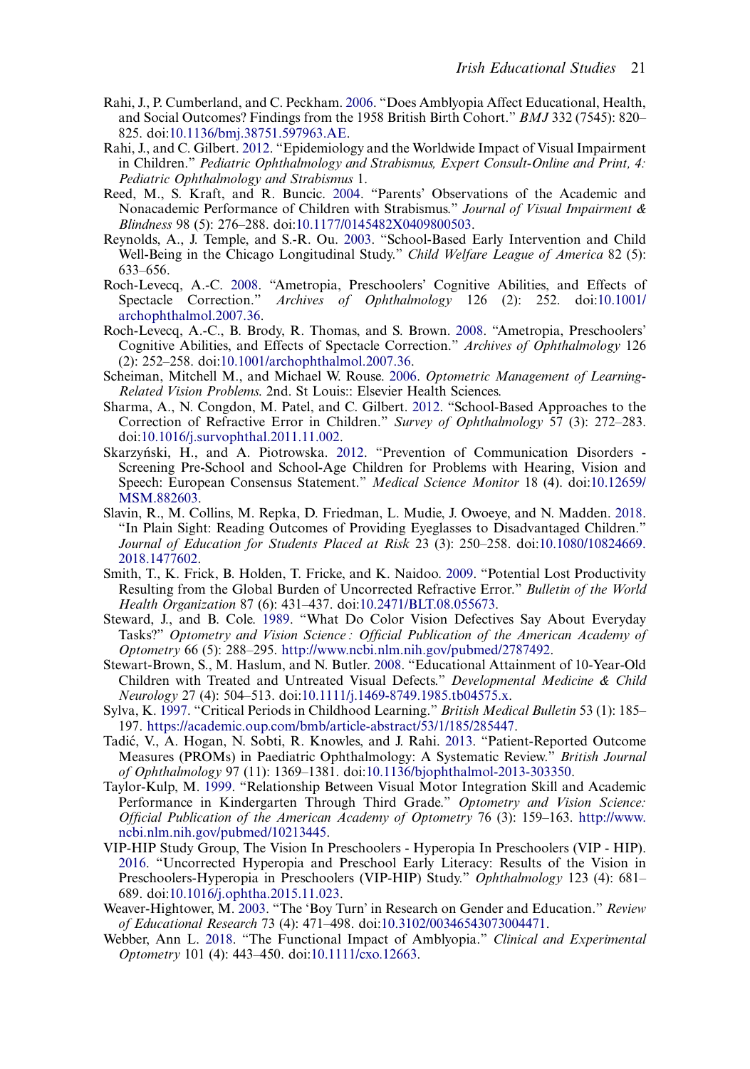Rahi, J., P. Cumberland, and C. Peckham. 2006. "Does Amblyopia Affect Educational, Health, and Social Outcomes? Findings from the 1958 British Birth Cohort." *BMJ* 332 (7545): 820–825. doi:10.1136/bmj.38751.597963.AE.

Rahi, J., and C. Gilbert. 2012. "Epidemiology and the Worldwide Impact of Visual Impairment in Children." *Pediatric Ophthalmology and Strabismus, Expert Consult-Online and Print, 4: Pediatric Ophthalmology and Strabismus* 1.

Reed, M., S. Kraft, and R. Buncic. 2004. "Parents' Observations of the Academic and Nonacademic Performance of Children with Strabismus." *Journal of Visual Impairment & Blindness* 98 (5): 276–288. doi:10.1177/0145482X0409800503.

Reynolds, A., J. Temple, and S.-R. Ou. 2003. "School-Based Early Intervention and Child Well-Being in the Chicago Longitudinal Study." *Child Welfare League of America* 82 (5): 633–656.

Roch-Levecq, A.-C. 2008. "Ametropia, Preschoolers' Cognitive Abilities, and Effects of Spectacle Correction." *Archives of Ophthalmology* 126 (2): 252. doi:10.1001/archophthalmol.2007.36.

Roch-Levecq, A.-C., B. Brody, R. Thomas, and S. Brown. 2008. "Ametropia, Preschoolers' Cognitive Abilities, and Effects of Spectacle Correction." *Archives of Ophthalmology* 126 (2): 252–258. doi:10.1001/archophthalmol.2007.36.

Scheiman, Mitchell M., and Michael W. Rouse. 2006. *Optometric Management of Learning-Related Vision Problems*. 2nd. St Louis:: Elsevier Health Sciences.

Sharma, A., N. Congdon, M. Patel, and C. Gilbert. 2012. "School-Based Approaches to the Correction of Refractive Error in Children." *Survey of Ophthalmology* 57 (3): 272–283. doi:10.1016/j.survophthal.2011.11.002.

Skarzyński, H., and A. Piotrowska. 2012. "Prevention of Communication Disorders - Screening Pre-School and School-Age Children for Problems with Hearing, Vision and Speech: European Consensus Statement." *Medical Science Monitor* 18 (4). doi:10.12659/MSM.882603.

Slavin, R., M. Collins, M. Repka, D. Friedman, L. Mudie, J. Owoeye, and N. Madden. 2018. "In Plain Sight: Reading Outcomes of Providing Eyeglasses to Disadvantaged Children." *Journal of Education for Students Placed at Risk* 23 (3): 250–258. doi:10.1080/10824669.2018.1477602.

Smith, T., K. Frick, B. Holden, T. Fricke, and K. Naidoo. 2009. "Potential Lost Productivity Resulting from the Global Burden of Uncorrected Refractive Error." *Bulletin of the World Health Organization* 87 (6): 431–437. doi:10.2471/BLT.08.055673.

Steward, J., and B. Cole. 1989. "What Do Color Vision Defectives Say About Everyday Tasks?" *Optometry and Vision Science : Official Publication of the American Academy of Optometry* 66 (5): 288–295. http://www.ncbi.nlm.nih.gov/pubmed/2787492.

Stewart-Brown, S., M. Haslum, and N. Butler. 2008. "Educational Attainment of 10-Year-Old Children with Treated and Untreated Visual Defects." *Developmental Medicine & Child Neurology* 27 (4): 504–513. doi:10.1111/j.1469-8749.1985.tb04575.x.

Sylva, K. 1997. "Critical Periods in Childhood Learning." *British Medical Bulletin* 53 (1): 185–197. https://academic.oup.com/bmb/article-abstract/53/1/185/285447.

Tadić, V., A. Hogan, N. Sobti, R. Knowles, and J. Rahi. 2013. "Patient-Reported Outcome Measures (PROMs) in Paediatric Ophthalmology: A Systematic Review." *British Journal of Ophthalmology* 97 (11): 1369–1381. doi:10.1136/bjophthalmol-2013-303350.

Taylor-Kulp, M. 1999. "Relationship Between Visual Motor Integration Skill and Academic Performance in Kindergarten Through Third Grade." *Optometry and Vision Science: Official Publication of the American Academy of Optometry* 76 (3): 159–163. http://www.ncbi.nlm.nih.gov/pubmed/10213445.

VIP-HIP Study Group, The Vision In Preschoolers - Hyperopia In Preschoolers (VIP - HIP). 2016. "Uncorrected Hyperopia and Preschool Early Literacy: Results of the Vision in Preschoolers-Hyperopia in Preschoolers (VIP-HIP) Study." *Ophthalmology* 123 (4): 681–689. doi:10.1016/j.ophtha.2015.11.023.

Weaver-Hightower, M. 2003. "The 'Boy Turn' in Research on Gender and Education." *Review of Educational Research* 73 (4): 471–498. doi:10.3102/00346543073004471.

Webber, Ann L. 2018. "The Functional Impact of Amblyopia." *Clinical and Experimental Optometry* 101 (4): 443–450. doi:10.1111/cxo.12663.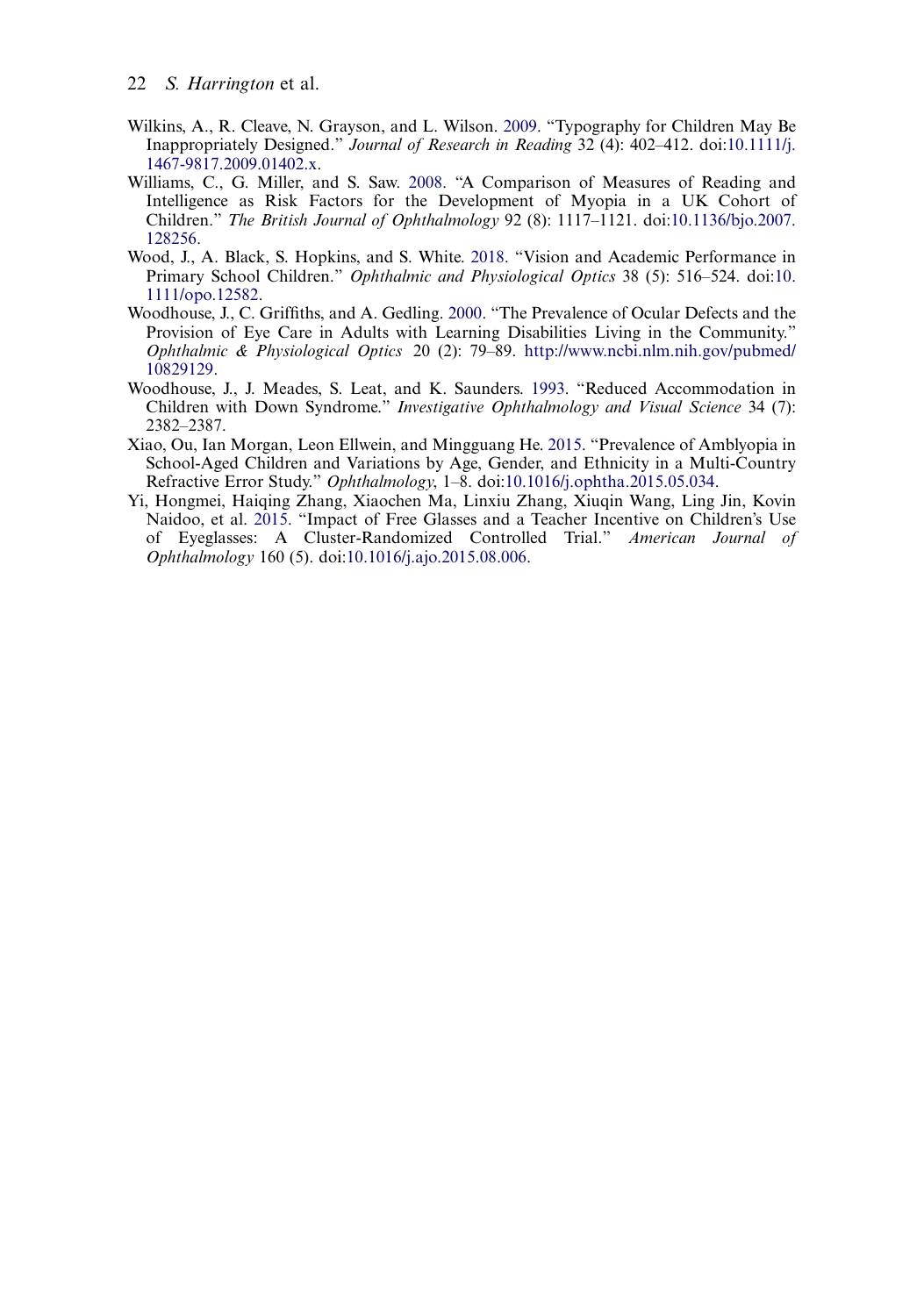Wilkins, A., R. Cleave, N. Grayson, and L. Wilson. 2009. "Typography for Children May Be Inappropriately Designed." *Journal of Research in Reading* 32 (4): 402–412. doi:10.1111/j.1467-9817.2009.01402.x.

Williams, C., G. Miller, and S. Saw. 2008. "A Comparison of Measures of Reading and Intelligence as Risk Factors for the Development of Myopia in a UK Cohort of Children." *The British Journal of Ophthalmology* 92 (8): 1117–1121. doi:10.1136/bjo.2007.128256.

Wood, J., A. Black, S. Hopkins, and S. White. 2018. "Vision and Academic Performance in Primary School Children." *Ophthalmic and Physiological Optics* 38 (5): 516–524. doi:10.1111/opo.12582.

Woodhouse, J., C. Griffiths, and A. Gedling. 2000. "The Prevalence of Ocular Defects and the Provision of Eye Care in Adults with Learning Disabilities Living in the Community." *Ophthalmic & Physiological Optics* 20 (2): 79–89. http://www.ncbi.nlm.nih.gov/pubmed/10829129.

Woodhouse, J., J. Meades, S. Leat, and K. Saunders. 1993. "Reduced Accommodation in Children with Down Syndrome." *Investigative Ophthalmology and Visual Science* 34 (7): 2382–2387.

Xiao, Ou, Ian Morgan, Leon Ellwein, and Mingguang He. 2015. "Prevalence of Amblyopia in School-Aged Children and Variations by Age, Gender, and Ethnicity in a Multi-Country Refractive Error Study." *Ophthalmology*, 1–8. doi:10.1016/j.ophtha.2015.05.034.

Yi, Hongmei, Haiqing Zhang, Xiaochen Ma, Linxiu Zhang, Xiuqin Wang, Ling Jin, Kovin Naidoo, et al. 2015. "Impact of Free Glasses and a Teacher Incentive on Children's Use of Eyeglasses: A Cluster-Randomized Controlled Trial." *American Journal of Ophthalmology* 160 (5). doi:10.1016/j.ajo.2015.08.006.